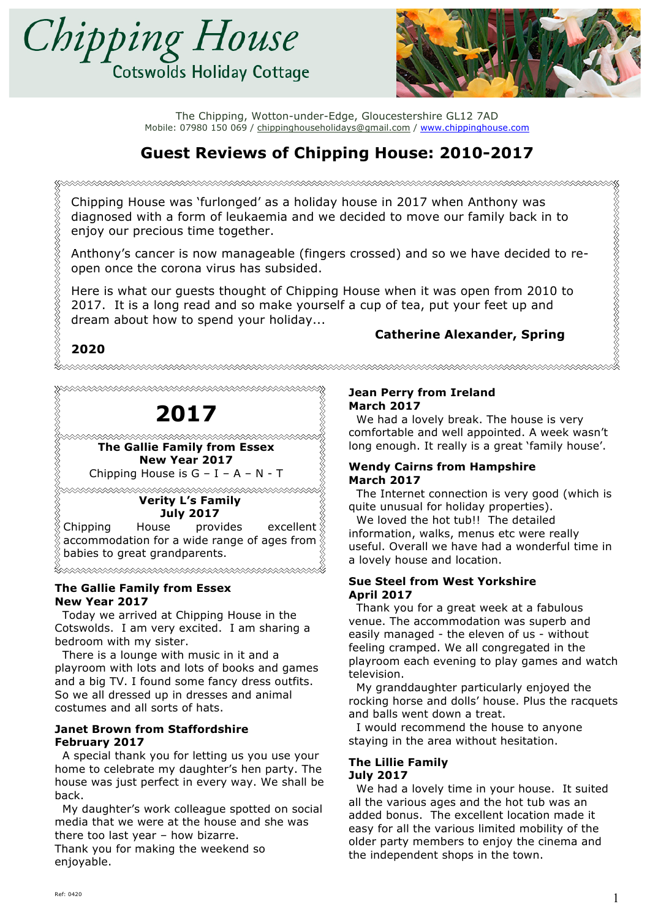# Chipping House

Cotswolds Holiday Cottage

The Chipping, Wotton-under-Edge, Gloucestershire GL12 7AD
Mobile: 07980 150 069 / chippinghouseholidays@gmail.com / www.chippinghouse.com

## Guest Reviews of Chipping House: 2010-2017

Chipping House was 'furlonged' as a holiday house in 2017 when Anthony was diagnosed with a form of leukaemia and we decided to move our family back in to enjoy our precious time together.

Anthony's cancer is now manageable (fingers crossed) and so we have decided to re-open once the corona virus has subsided.

Here is what our guests thought of Chipping House when it was open from 2010 to 2017. It is a long read and so make yourself a cup of tea, put your feet up and dream about how to spend your holiday...

**Catherine Alexander, Spring 2020**

## 2017

**The Gallie Family from Essex**
**New Year 2017**
Chipping House is G – I – A – N - T

**Verity L's Family**
**July 2017**
Chipping House provides excellent accommodation for a wide range of ages from babies to great grandparents.

**The Gallie Family from Essex**
**New Year 2017**

Today we arrived at Chipping House in the Cotswolds. I am very excited. I am sharing a bedroom with my sister.

There is a lounge with music in it and a playroom with lots and lots of books and games and a big TV. I found some fancy dress outfits. So we all dressed up in dresses and animal costumes and all sorts of hats.

**Janet Brown from Staffordshire**
**February 2017**

A special thank you for letting us you use your home to celebrate my daughter's hen party. The house was just perfect in every way. We shall be back.

My daughter's work colleague spotted on social media that we were at the house and she was there too last year – how bizarre.
Thank you for making the weekend so enjoyable.

**Jean Perry from Ireland**
**March 2017**

We had a lovely break. The house is very comfortable and well appointed. A week wasn't long enough. It really is a great 'family house'.

**Wendy Cairns from Hampshire**
**March 2017**

The Internet connection is very good (which is quite unusual for holiday properties).

We loved the hot tub!! The detailed information, walks, menus etc were really useful. Overall we have had a wonderful time in a lovely house and location.

**Sue Steel from West Yorkshire**
**April 2017**

Thank you for a great week at a fabulous venue. The accommodation was superb and easily managed - the eleven of us - without feeling cramped. We all congregated in the playroom each evening to play games and watch television.

My granddaughter particularly enjoyed the rocking horse and dolls' house. Plus the racquets and balls went down a treat.

I would recommend the house to anyone staying in the area without hesitation.

**The Lillie Family**
**July 2017**

We had a lovely time in your house. It suited all the various ages and the hot tub was an added bonus. The excellent location made it easy for all the various limited mobility of the older party members to enjoy the cinema and the independent shops in the town.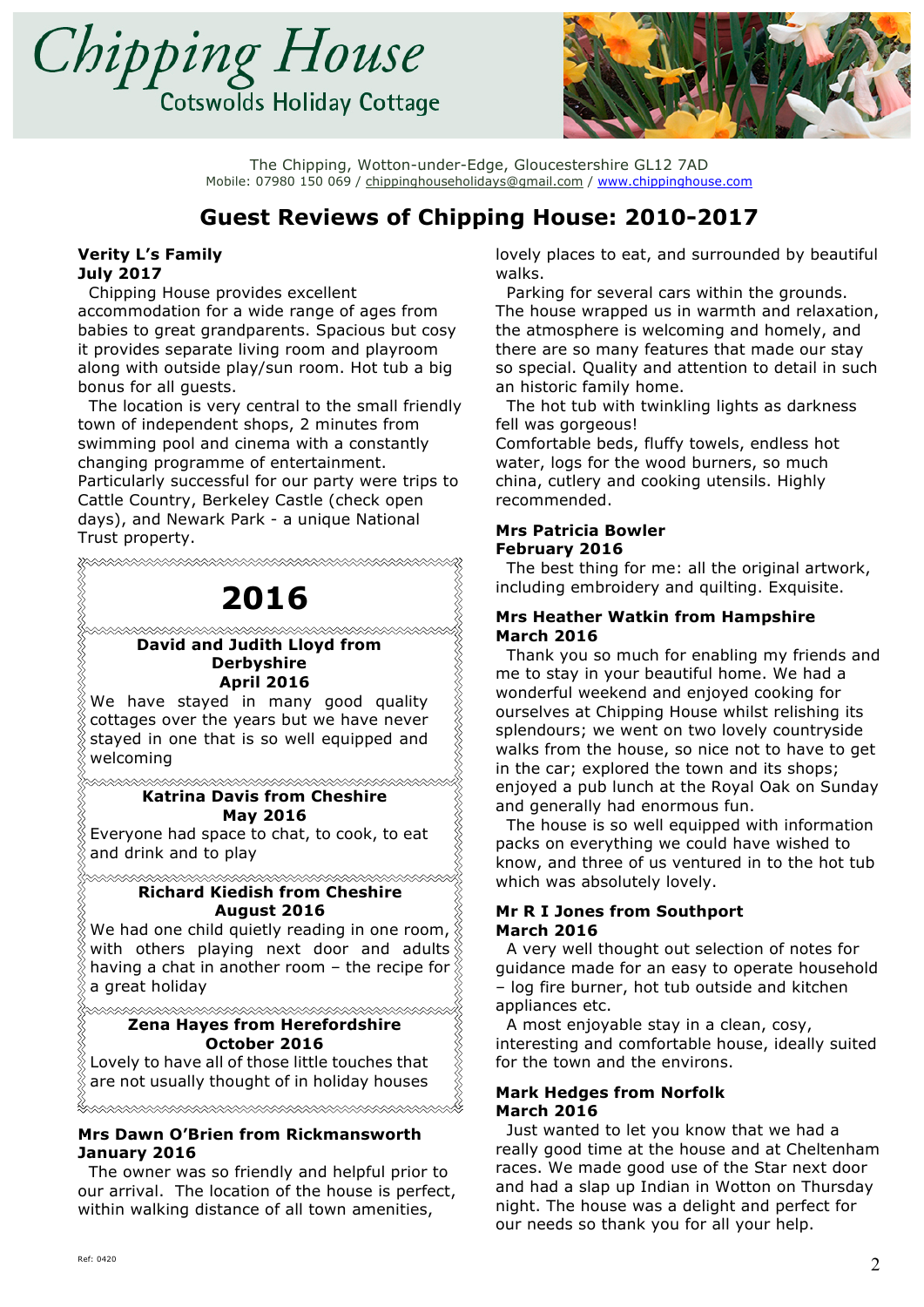# Chipping House

Cotswolds Holiday Cottage

The Chipping, Wotton-under-Edge, Gloucestershire GL12 7AD
Mobile: 07980 150 069 / chippinghouseholidays@gmail.com / www.chippinghouse.com

## Guest Reviews of Chipping House: 2010-2017

**Verity L's Family**
**July 2017**

Chipping House provides excellent accommodation for a wide range of ages from babies to great grandparents. Spacious but cosy it provides separate living room and playroom along with outside play/sun room. Hot tub a big bonus for all guests.

The location is very central to the small friendly town of independent shops, 2 minutes from swimming pool and cinema with a constantly changing programme of entertainment. Particularly successful for our party were trips to Cattle Country, Berkeley Castle (check open days), and Newark Park - a unique National Trust property.

## 2016

**David and Judith Lloyd from Derbyshire**
**April 2016**

We have stayed in many good quality cottages over the years but we have never stayed in one that is so well equipped and welcoming

**Katrina Davis from Cheshire**
**May 2016**

Everyone had space to chat, to cook, to eat and drink and to play

**Richard Kiedish from Cheshire**
**August 2016**

We had one child quietly reading in one room, with others playing next door and adults having a chat in another room – the recipe for a great holiday

**Zena Hayes from Herefordshire**
**October 2016**

Lovely to have all of those little touches that are not usually thought of in holiday houses

**Mrs Dawn O'Brien from Rickmansworth**
**January 2016**

The owner was so friendly and helpful prior to our arrival. The location of the house is perfect, within walking distance of all town amenities, lovely places to eat, and surrounded by beautiful walks.

Parking for several cars within the grounds. The house wrapped us in warmth and relaxation, the atmosphere is welcoming and homely, and there are so many features that made our stay so special. Quality and attention to detail in such an historic family home.

The hot tub with twinkling lights as darkness fell was gorgeous!
Comfortable beds, fluffy towels, endless hot water, logs for the wood burners, so much china, cutlery and cooking utensils. Highly recommended.

**Mrs Patricia Bowler**
**February 2016**

The best thing for me: all the original artwork, including embroidery and quilting. Exquisite.

**Mrs Heather Watkin from Hampshire**
**March 2016**

Thank you so much for enabling my friends and me to stay in your beautiful home. We had a wonderful weekend and enjoyed cooking for ourselves at Chipping House whilst relishing its splendours; we went on two lovely countryside walks from the house, so nice not to have to get in the car; explored the town and its shops; enjoyed a pub lunch at the Royal Oak on Sunday and generally had enormous fun.

The house is so well equipped with information packs on everything we could have wished to know, and three of us ventured in to the hot tub which was absolutely lovely.

**Mr R I Jones from Southport**
**March 2016**

A very well thought out selection of notes for guidance made for an easy to operate household – log fire burner, hot tub outside and kitchen appliances etc.

A most enjoyable stay in a clean, cosy, interesting and comfortable house, ideally suited for the town and the environs.

**Mark Hedges from Norfolk**
**March 2016**

Just wanted to let you know that we had a really good time at the house and at Cheltenham races. We made good use of the Star next door and had a slap up Indian in Wotton on Thursday night. The house was a delight and perfect for our needs so thank you for all your help.

Ref: 0420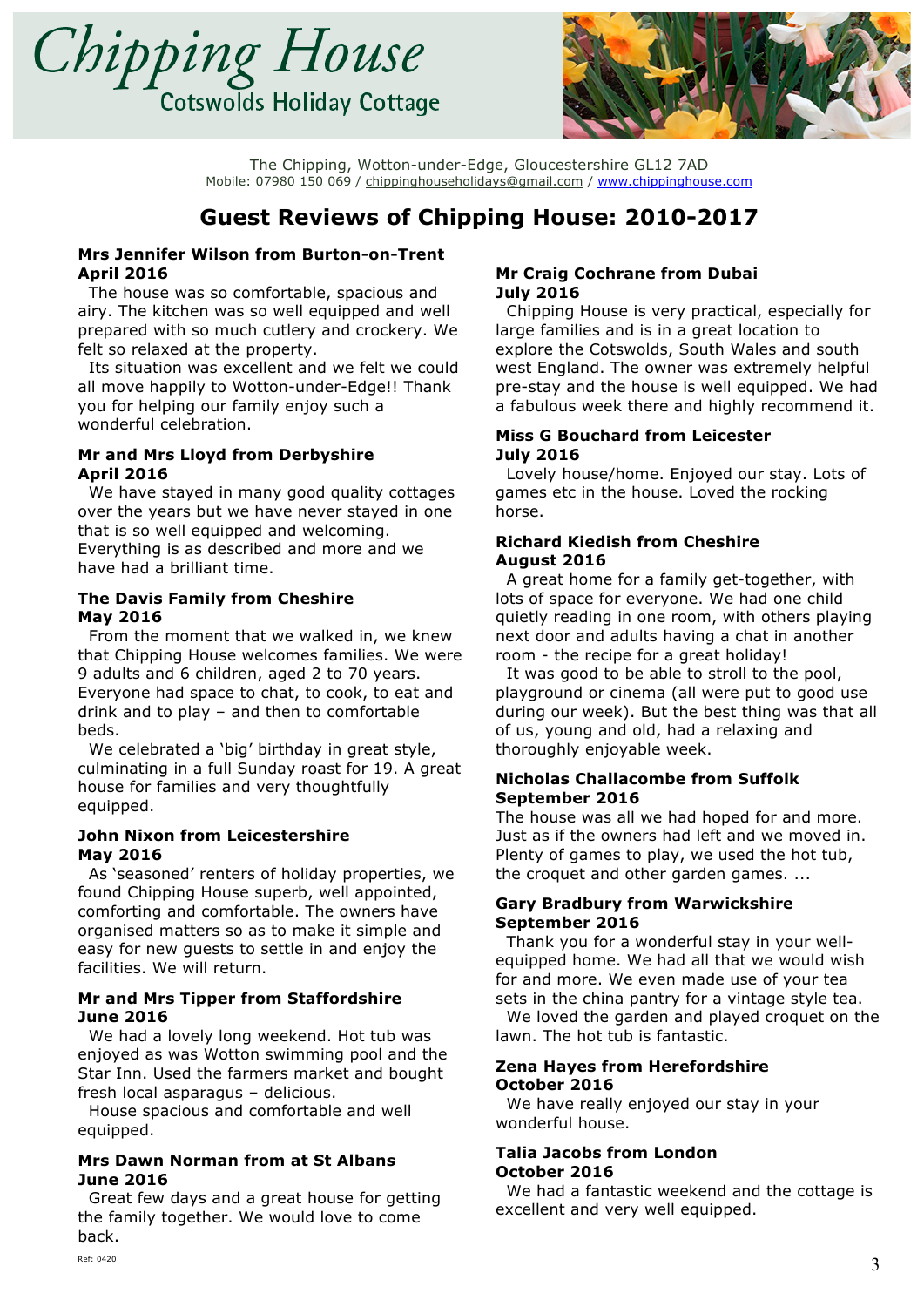# Chipping House

Cotswolds Holiday Cottage

The Chipping, Wotton-under-Edge, Gloucestershire GL12 7AD
Mobile: 07980 150 069 / chippinghouseholidays@gmail.com / www.chippinghouse.com

## Guest Reviews of Chipping House: 2010-2017

**Mrs Jennifer Wilson from Burton-on-Trent**
**April 2016**

The house was so comfortable, spacious and airy. The kitchen was so well equipped and well prepared with so much cutlery and crockery. We felt so relaxed at the property.

Its situation was excellent and we felt we could all move happily to Wotton-under-Edge!! Thank you for helping our family enjoy such a wonderful celebration.

**Mr and Mrs Lloyd from Derbyshire**
**April 2016**

We have stayed in many good quality cottages over the years but we have never stayed in one that is so well equipped and welcoming. Everything is as described and more and we have had a brilliant time.

**The Davis Family from Cheshire**
**May 2016**

From the moment that we walked in, we knew that Chipping House welcomes families. We were 9 adults and 6 children, aged 2 to 70 years. Everyone had space to chat, to cook, to eat and drink and to play – and then to comfortable beds.

We celebrated a 'big' birthday in great style, culminating in a full Sunday roast for 19. A great house for families and very thoughtfully equipped.

**John Nixon from Leicestershire**
**May 2016**

As 'seasoned' renters of holiday properties, we found Chipping House superb, well appointed, comforting and comfortable. The owners have organised matters so as to make it simple and easy for new guests to settle in and enjoy the facilities. We will return.

**Mr and Mrs Tipper from Staffordshire**
**June 2016**

We had a lovely long weekend. Hot tub was enjoyed as was Wotton swimming pool and the Star Inn. Used the farmers market and bought fresh local asparagus – delicious.

House spacious and comfortable and well equipped.

**Mrs Dawn Norman from at St Albans**
**June 2016**

Great few days and a great house for getting the family together. We would love to come back.

**Mr Craig Cochrane from Dubai**
**July 2016**

Chipping House is very practical, especially for large families and is in a great location to explore the Cotswolds, South Wales and south west England. The owner was extremely helpful pre-stay and the house is well equipped. We had a fabulous week there and highly recommend it.

**Miss G Bouchard from Leicester**
**July 2016**

Lovely house/home. Enjoyed our stay. Lots of games etc in the house. Loved the rocking horse.

**Richard Kiedish from Cheshire**
**August 2016**

A great home for a family get-together, with lots of space for everyone. We had one child quietly reading in one room, with others playing next door and adults having a chat in another room - the recipe for a great holiday!

It was good to be able to stroll to the pool, playground or cinema (all were put to good use during our week). But the best thing was that all of us, young and old, had a relaxing and thoroughly enjoyable week.

**Nicholas Challacombe from Suffolk**
**September 2016**

The house was all we had hoped for and more. Just as if the owners had left and we moved in. Plenty of games to play, we used the hot tub, the croquet and other garden games. ...

**Gary Bradbury from Warwickshire**
**September 2016**

Thank you for a wonderful stay in your well-equipped home. We had all that we would wish for and more. We even made use of your tea sets in the china pantry for a vintage style tea.

We loved the garden and played croquet on the lawn. The hot tub is fantastic.

**Zena Hayes from Herefordshire**
**October 2016**

We have really enjoyed our stay in your wonderful house.

**Talia Jacobs from London**
**October 2016**

We had a fantastic weekend and the cottage is excellent and very well equipped.

Ref: 0420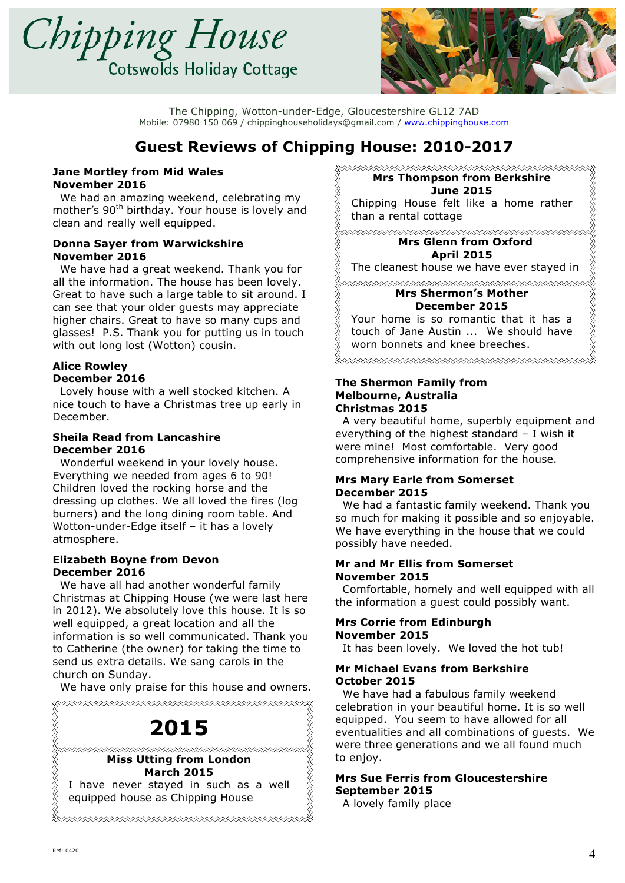# Chipping House

Cotswolds Holiday Cottage

The Chipping, Wotton-under-Edge, Gloucestershire GL12 7AD
Mobile: 07980 150 069 / chippinghouseholidays@gmail.com / www.chippinghouse.com

## Guest Reviews of Chipping House: 2010-2017

**Jane Mortley from Mid Wales**
**November 2016**

We had an amazing weekend, celebrating my mother's 90th birthday. Your house is lovely and clean and really well equipped.

**Donna Sayer from Warwickshire**
**November 2016**

We have had a great weekend. Thank you for all the information. The house has been lovely. Great to have such a large table to sit around. I can see that your older guests may appreciate higher chairs. Great to have so many cups and glasses! P.S. Thank you for putting us in touch with out long lost (Wotton) cousin.

**Alice Rowley**
**December 2016**

Lovely house with a well stocked kitchen. A nice touch to have a Christmas tree up early in December.

**Sheila Read from Lancashire**
**December 2016**

Wonderful weekend in your lovely house. Everything we needed from ages 6 to 90! Children loved the rocking horse and the dressing up clothes. We all loved the fires (log burners) and the long dining room table. And Wotton-under-Edge itself – it has a lovely atmosphere.

**Elizabeth Boyne from Devon**
**December 2016**

We have all had another wonderful family Christmas at Chipping House (we were last here in 2012). We absolutely love this house. It is so well equipped, a great location and all the information is so well communicated. Thank you to Catherine (the owner) for taking the time to send us extra details. We sang carols in the church on Sunday.

We have only praise for this house and owners.

## 2015

**Miss Utting from London**
**March 2015**

I have never stayed in such as a well equipped house as Chipping House

**Mrs Thompson from Berkshire**
**June 2015**

Chipping House felt like a home rather than a rental cottage

**Mrs Glenn from Oxford**
**April 2015**

The cleanest house we have ever stayed in

**Mrs Shermon's Mother**
**December 2015**

Your home is so romantic that it has a touch of Jane Austin ... We should have worn bonnets and knee breeches.

**The Shermon Family from Melbourne, Australia**
**Christmas 2015**

A very beautiful home, superbly equipment and everything of the highest standard – I wish it were mine! Most comfortable. Very good comprehensive information for the house.

**Mrs Mary Earle from Somerset**
**December 2015**

We had a fantastic family weekend. Thank you so much for making it possible and so enjoyable. We have everything in the house that we could possibly have needed.

**Mr and Mr Ellis from Somerset**
**November 2015**

Comfortable, homely and well equipped with all the information a guest could possibly want.

**Mrs Corrie from Edinburgh**
**November 2015**

It has been lovely. We loved the hot tub!

**Mr Michael Evans from Berkshire**
**October 2015**

We have had a fabulous family weekend celebration in your beautiful home. It is so well equipped. You seem to have allowed for all eventualities and all combinations of guests. We were three generations and we all found much to enjoy.

**Mrs Sue Ferris from Gloucestershire**
**September 2015**

A lovely family place

Ref: 0420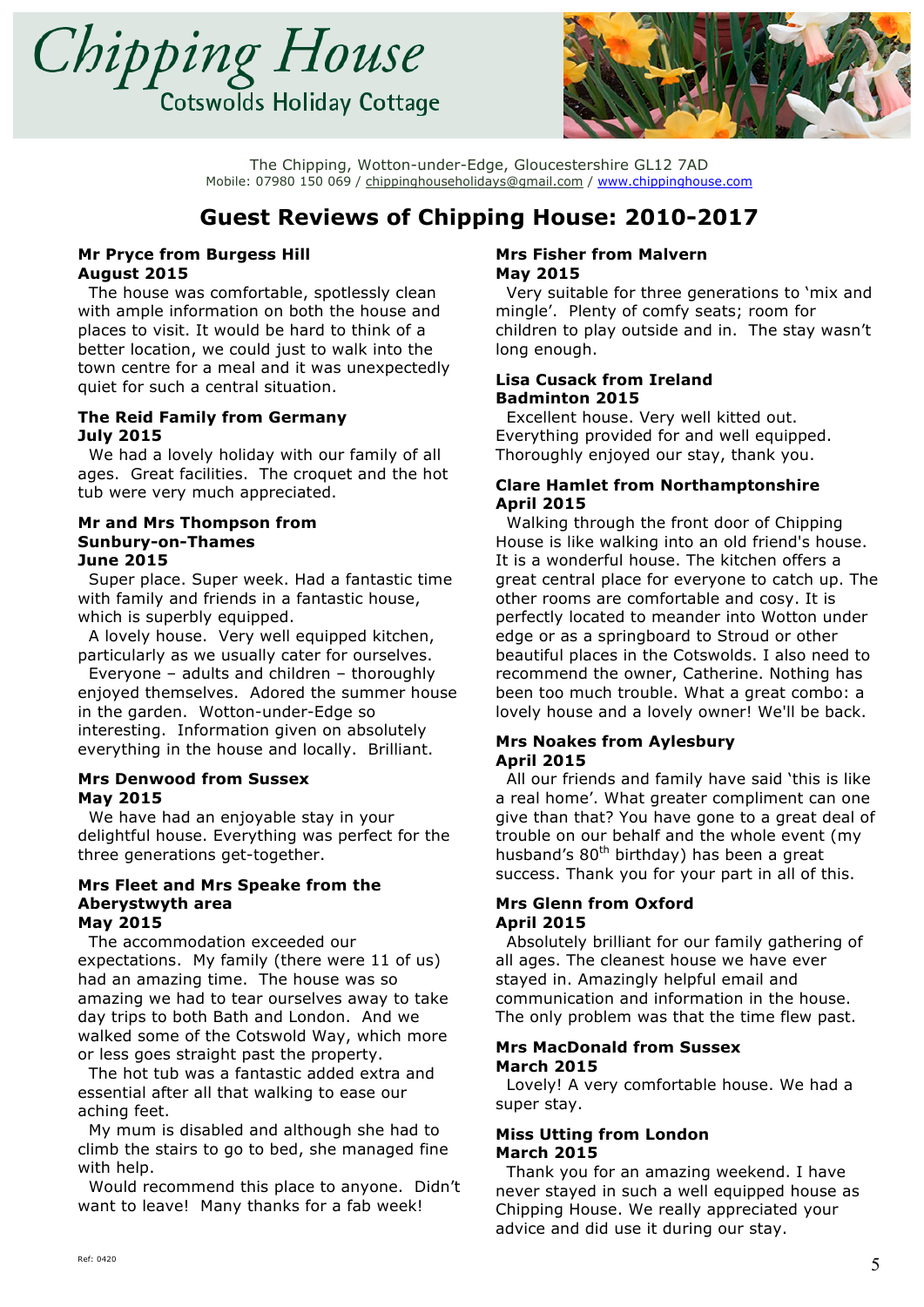# Chipping House

Cotswolds Holiday Cottage

The Chipping, Wotton-under-Edge, Gloucestershire GL12 7AD
Mobile: 07980 150 069 / chippinghouseholidays@gmail.com / www.chippinghouse.com

## Guest Reviews of Chipping House: 2010-2017

**Mr Pryce from Burgess Hill**
**August 2015**

The house was comfortable, spotlessly clean with ample information on both the house and places to visit. It would be hard to think of a better location, we could just to walk into the town centre for a meal and it was unexpectedly quiet for such a central situation.

**The Reid Family from Germany**
**July 2015**

We had a lovely holiday with our family of all ages. Great facilities. The croquet and the hot tub were very much appreciated.

**Mr and Mrs Thompson from Sunbury-on-Thames**
**June 2015**

Super place. Super week. Had a fantastic time with family and friends in a fantastic house, which is superbly equipped.

A lovely house. Very well equipped kitchen, particularly as we usually cater for ourselves.

Everyone – adults and children – thoroughly enjoyed themselves. Adored the summer house in the garden. Wotton-under-Edge so interesting. Information given on absolutely everything in the house and locally. Brilliant.

**Mrs Denwood from Sussex**
**May 2015**

We have had an enjoyable stay in your delightful house. Everything was perfect for the three generations get-together.

**Mrs Fleet and Mrs Speake from the Aberystwyth area**
**May 2015**

The accommodation exceeded our expectations. My family (there were 11 of us) had an amazing time. The house was so amazing we had to tear ourselves away to take day trips to both Bath and London. And we walked some of the Cotswold Way, which more or less goes straight past the property.

The hot tub was a fantastic added extra and essential after all that walking to ease our aching feet.

My mum is disabled and although she had to climb the stairs to go to bed, she managed fine with help.

Would recommend this place to anyone. Didn't want to leave! Many thanks for a fab week!

**Mrs Fisher from Malvern**
**May 2015**

Very suitable for three generations to 'mix and mingle'. Plenty of comfy seats; room for children to play outside and in. The stay wasn't long enough.

**Lisa Cusack from Ireland**
**Badminton 2015**

Excellent house. Very well kitted out. Everything provided for and well equipped. Thoroughly enjoyed our stay, thank you.

**Clare Hamlet from Northamptonshire**
**April 2015**

Walking through the front door of Chipping House is like walking into an old friend's house. It is a wonderful house. The kitchen offers a great central place for everyone to catch up. The other rooms are comfortable and cosy. It is perfectly located to meander into Wotton under edge or as a springboard to Stroud or other beautiful places in the Cotswolds. I also need to recommend the owner, Catherine. Nothing has been too much trouble. What a great combo: a lovely house and a lovely owner! We'll be back.

**Mrs Noakes from Aylesbury**
**April 2015**

All our friends and family have said 'this is like a real home'. What greater compliment can one give than that? You have gone to a great deal of trouble on our behalf and the whole event (my husband's 80th birthday) has been a great success. Thank you for your part in all of this.

**Mrs Glenn from Oxford**
**April 2015**

Absolutely brilliant for our family gathering of all ages. The cleanest house we have ever stayed in. Amazingly helpful email and communication and information in the house. The only problem was that the time flew past.

**Mrs MacDonald from Sussex**
**March 2015**

Lovely! A very comfortable house. We had a super stay.

**Miss Utting from London**
**March 2015**

Thank you for an amazing weekend. I have never stayed in such a well equipped house as Chipping House. We really appreciated your advice and did use it during our stay.

Ref: 0420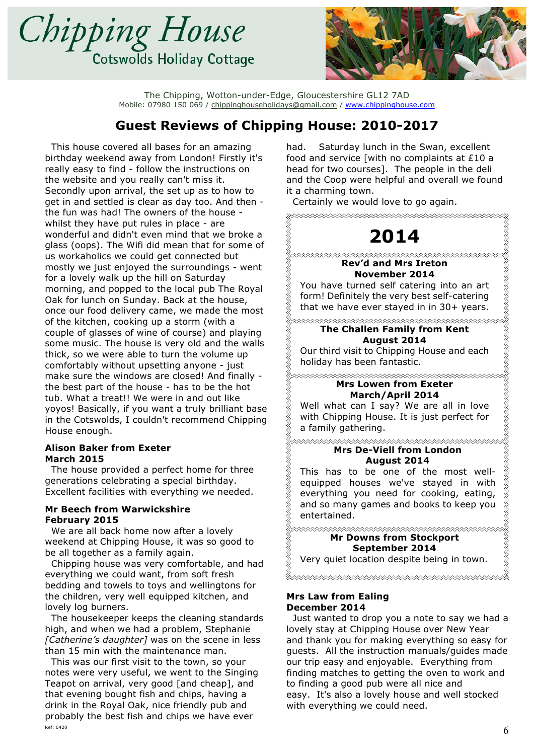# Chipping House

Cotswolds Holiday Cottage

The Chipping, Wotton-under-Edge, Gloucestershire GL12 7AD
Mobile: 07980 150 069 / chippinghouseholidays@gmail.com / www.chippinghouse.com

## Guest Reviews of Chipping House: 2010-2017

This house covered all bases for an amazing birthday weekend away from London! Firstly it's really easy to find - follow the instructions on the website and you really can't miss it. Secondly upon arrival, the set up as to how to get in and settled is clear as day too. And then - the fun was had! The owners of the house - whilst they have put rules in place - are wonderful and didn't even mind that we broke a glass (oops). The Wifi did mean that for some of us workaholics we could get connected but mostly we just enjoyed the surroundings - went for a lovely walk up the hill on Saturday morning, and popped to the local pub The Royal Oak for lunch on Sunday. Back at the house, once our food delivery came, we made the most of the kitchen, cooking up a storm (with a couple of glasses of wine of course) and playing some music. The house is very old and the walls thick, so we were able to turn the volume up comfortably without upsetting anyone - just make sure the windows are closed! And finally - the best part of the house - has to be the hot tub. What a treat!! We were in and out like yoyos! Basically, if you want a truly brilliant base in the Cotswolds, I couldn't recommend Chipping House enough.

**Alison Baker from Exeter**
**March 2015**

The house provided a perfect home for three generations celebrating a special birthday. Excellent facilities with everything we needed.

**Mr Beech from Warwickshire**
**February 2015**

We are all back home now after a lovely weekend at Chipping House, it was so good to be all together as a family again.

Chipping house was very comfortable, and had everything we could want, from soft fresh bedding and towels to toys and wellingtons for the children, very well equipped kitchen, and lovely log burners.

The housekeeper keeps the cleaning standards high, and when we had a problem, Stephanie *[Catherine's daughter]* was on the scene in less than 15 min with the maintenance man.

This was our first visit to the town, so your notes were very useful, we went to the Singing Teapot on arrival, very good [and cheap], and that evening bought fish and chips, having a drink in the Royal Oak, nice friendly pub and probably the best fish and chips we have ever had. Saturday lunch in the Swan, excellent food and service [with no complaints at £10 a head for two courses]. The people in the deli and the Coop were helpful and overall we found it a charming town.

Certainly we would love to go again.

# 2014

**Rev'd and Mrs Ireton**
**November 2014**

You have turned self catering into an art form! Definitely the very best self-catering that we have ever stayed in in 30+ years.

**The Challen Family from Kent**
**August 2014**

Our third visit to Chipping House and each holiday has been fantastic.

**Mrs Lowen from Exeter**
**March/April 2014**

Well what can I say? We are all in love with Chipping House. It is just perfect for a family gathering.

**Mrs De-Viell from London**
**August 2014**

This has to be one of the most well-equipped houses we've stayed in with everything you need for cooking, eating, and so many games and books to keep you entertained.

**Mr Downs from Stockport**
**September 2014**

Very quiet location despite being in town.

**Mrs Law from Ealing**
**December 2014**

Just wanted to drop you a note to say we had a lovely stay at Chipping House over New Year and thank you for making everything so easy for guests. All the instruction manuals/guides made our trip easy and enjoyable. Everything from finding matches to getting the oven to work and to finding a good pub were all nice and easy. It's also a lovely house and well stocked with everything we could need.

Ref: 0420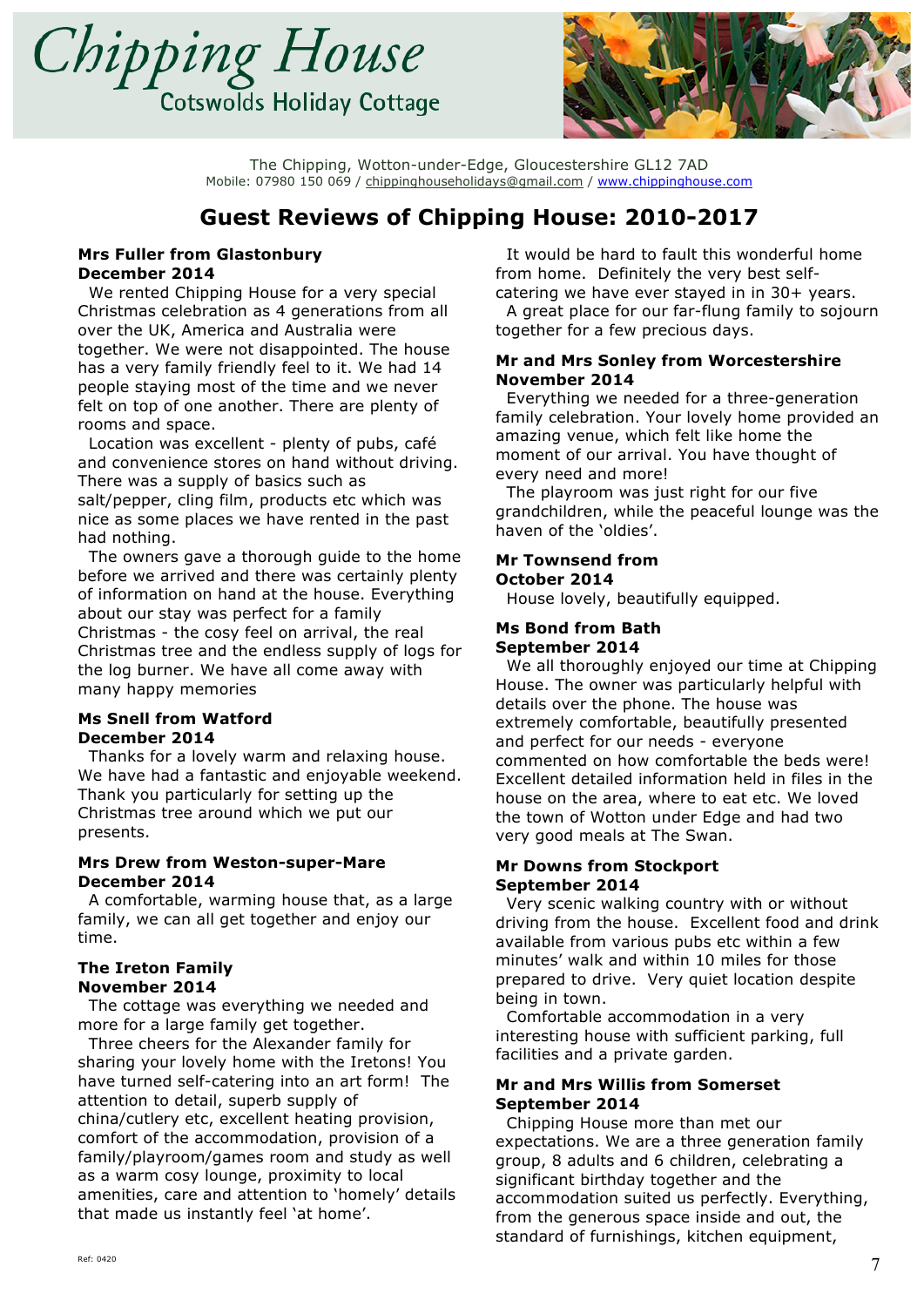# Chipping House

Cotswolds Holiday Cottage

The Chipping, Wotton-under-Edge, Gloucestershire GL12 7AD
Mobile: 07980 150 069 / chippinghouseholidays@gmail.com / www.chippinghouse.com

## Guest Reviews of Chipping House: 2010-2017

**Mrs Fuller from Glastonbury**
**December 2014**

We rented Chipping House for a very special Christmas celebration as 4 generations from all over the UK, America and Australia were together. We were not disappointed. The house has a very family friendly feel to it. We had 14 people staying most of the time and we never felt on top of one another. There are plenty of rooms and space.

Location was excellent - plenty of pubs, café and convenience stores on hand without driving. There was a supply of basics such as salt/pepper, cling film, products etc which was nice as some places we have rented in the past had nothing.

The owners gave a thorough guide to the home before we arrived and there was certainly plenty of information on hand at the house. Everything about our stay was perfect for a family Christmas - the cosy feel on arrival, the real Christmas tree and the endless supply of logs for the log burner. We have all come away with many happy memories

**Ms Snell from Watford**
**December 2014**

Thanks for a lovely warm and relaxing house. We have had a fantastic and enjoyable weekend. Thank you particularly for setting up the Christmas tree around which we put our presents.

**Mrs Drew from Weston-super-Mare**
**December 2014**

A comfortable, warming house that, as a large family, we can all get together and enjoy our time.

**The Ireton Family**
**November 2014**

The cottage was everything we needed and more for a large family get together.

Three cheers for the Alexander family for sharing your lovely home with the Iretons! You have turned self-catering into an art form! The attention to detail, superb supply of china/cutlery etc, excellent heating provision, comfort of the accommodation, provision of a family/playroom/games room and study as well as a warm cosy lounge, proximity to local amenities, care and attention to 'homely' details that made us instantly feel 'at home'.

It would be hard to fault this wonderful home from home. Definitely the very best self-catering we have ever stayed in in 30+ years.

A great place for our far-flung family to sojourn together for a few precious days.

**Mr and Mrs Sonley from Worcestershire**
**November 2014**

Everything we needed for a three-generation family celebration. Your lovely home provided an amazing venue, which felt like home the moment of our arrival. You have thought of every need and more!

The playroom was just right for our five grandchildren, while the peaceful lounge was the haven of the 'oldies'.

**Mr Townsend from**
**October 2014**

House lovely, beautifully equipped.

**Ms Bond from Bath**
**September 2014**

We all thoroughly enjoyed our time at Chipping House. The owner was particularly helpful with details over the phone. The house was extremely comfortable, beautifully presented and perfect for our needs - everyone commented on how comfortable the beds were! Excellent detailed information held in files in the house on the area, where to eat etc. We loved the town of Wotton under Edge and had two very good meals at The Swan.

**Mr Downs from Stockport**
**September 2014**

Very scenic walking country with or without driving from the house. Excellent food and drink available from various pubs etc within a few minutes' walk and within 10 miles for those prepared to drive. Very quiet location despite being in town.

Comfortable accommodation in a very interesting house with sufficient parking, full facilities and a private garden.

**Mr and Mrs Willis from Somerset**
**September 2014**

Chipping House more than met our expectations. We are a three generation family group, 8 adults and 6 children, celebrating a significant birthday together and the accommodation suited us perfectly. Everything, from the generous space inside and out, the standard of furnishings, kitchen equipment,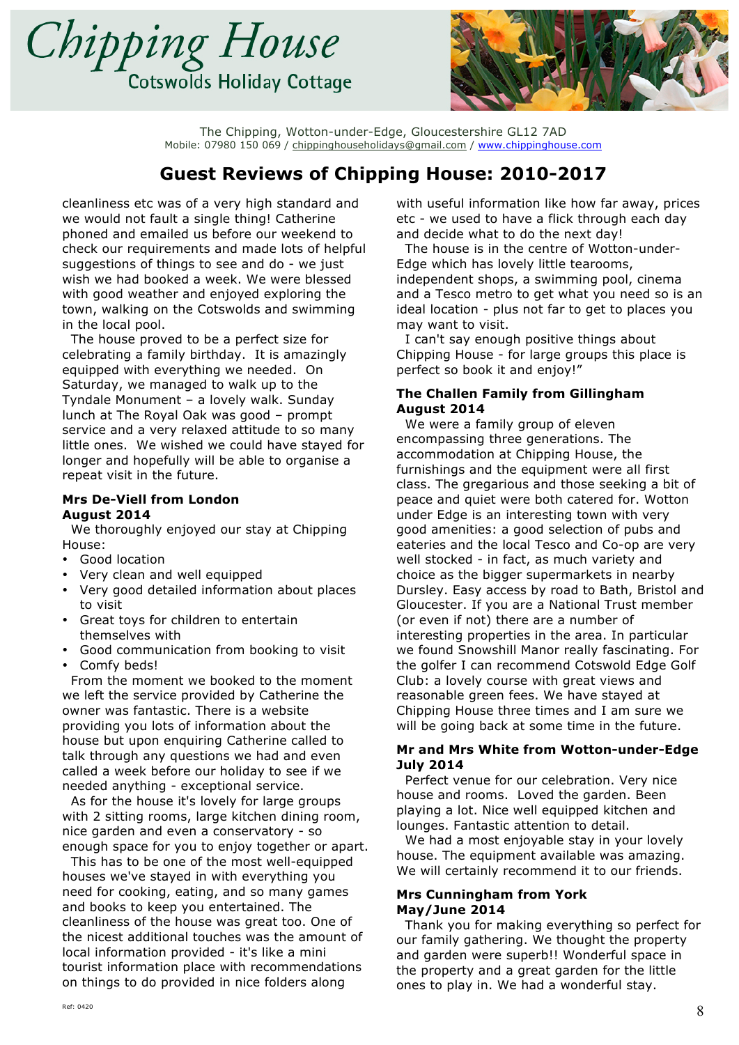# Chipping House

Cotswolds Holiday Cottage

The Chipping, Wotton-under-Edge, Gloucestershire GL12 7AD
Mobile: 07980 150 069 / chippinghouseholidays@gmail.com / www.chippinghouse.com

## Guest Reviews of Chipping House: 2010-2017

cleanliness etc was of a very high standard and we would not fault a single thing! Catherine phoned and emailed us before our weekend to check our requirements and made lots of helpful suggestions of things to see and do - we just wish we had booked a week. We were blessed with good weather and enjoyed exploring the town, walking on the Cotswolds and swimming in the local pool.

The house proved to be a perfect size for celebrating a family birthday. It is amazingly equipped with everything we needed. On Saturday, we managed to walk up to the Tyndale Monument – a lovely walk. Sunday lunch at The Royal Oak was good – prompt service and a very relaxed attitude to so many little ones. We wished we could have stayed for longer and hopefully will be able to organise a repeat visit in the future.

**Mrs De-Viell from London**
**August 2014**

We thoroughly enjoyed our stay at Chipping House:

- Good location
- Very clean and well equipped
- Very good detailed information about places to visit
- Great toys for children to entertain themselves with
- Good communication from booking to visit
- Comfy beds!

From the moment we booked to the moment we left the service provided by Catherine the owner was fantastic. There is a website providing you lots of information about the house but upon enquiring Catherine called to talk through any questions we had and even called a week before our holiday to see if we needed anything - exceptional service.

As for the house it's lovely for large groups with 2 sitting rooms, large kitchen dining room, nice garden and even a conservatory - so enough space for you to enjoy together or apart.

This has to be one of the most well-equipped houses we've stayed in with everything you need for cooking, eating, and so many games and books to keep you entertained. The cleanliness of the house was great too. One of the nicest additional touches was the amount of local information provided - it's like a mini tourist information place with recommendations on things to do provided in nice folders along with useful information like how far away, prices etc - we used to have a flick through each day and decide what to do the next day!

The house is in the centre of Wotton-under-Edge which has lovely little tearooms, independent shops, a swimming pool, cinema and a Tesco metro to get what you need so is an ideal location - plus not far to get to places you may want to visit.

I can't say enough positive things about Chipping House - for large groups this place is perfect so book it and enjoy!"

**The Challen Family from Gillingham**
**August 2014**

We were a family group of eleven encompassing three generations. The accommodation at Chipping House, the furnishings and the equipment were all first class. The gregarious and those seeking a bit of peace and quiet were both catered for. Wotton under Edge is an interesting town with very good amenities: a good selection of pubs and eateries and the local Tesco and Co-op are very well stocked - in fact, as much variety and choice as the bigger supermarkets in nearby Dursley. Easy access by road to Bath, Bristol and Gloucester. If you are a National Trust member (or even if not) there are a number of interesting properties in the area. In particular we found Snowshill Manor really fascinating. For the golfer I can recommend Cotswold Edge Golf Club: a lovely course with great views and reasonable green fees. We have stayed at Chipping House three times and I am sure we will be going back at some time in the future.

**Mr and Mrs White from Wotton-under-Edge**
**July 2014**

Perfect venue for our celebration. Very nice house and rooms. Loved the garden. Been playing a lot. Nice well equipped kitchen and lounges. Fantastic attention to detail.

We had a most enjoyable stay in your lovely house. The equipment available was amazing. We will certainly recommend it to our friends.

**Mrs Cunningham from York**
**May/June 2014**

Thank you for making everything so perfect for our family gathering. We thought the property and garden were superb!! Wonderful space in the property and a great garden for the little ones to play in. We had a wonderful stay.

Ref: 0420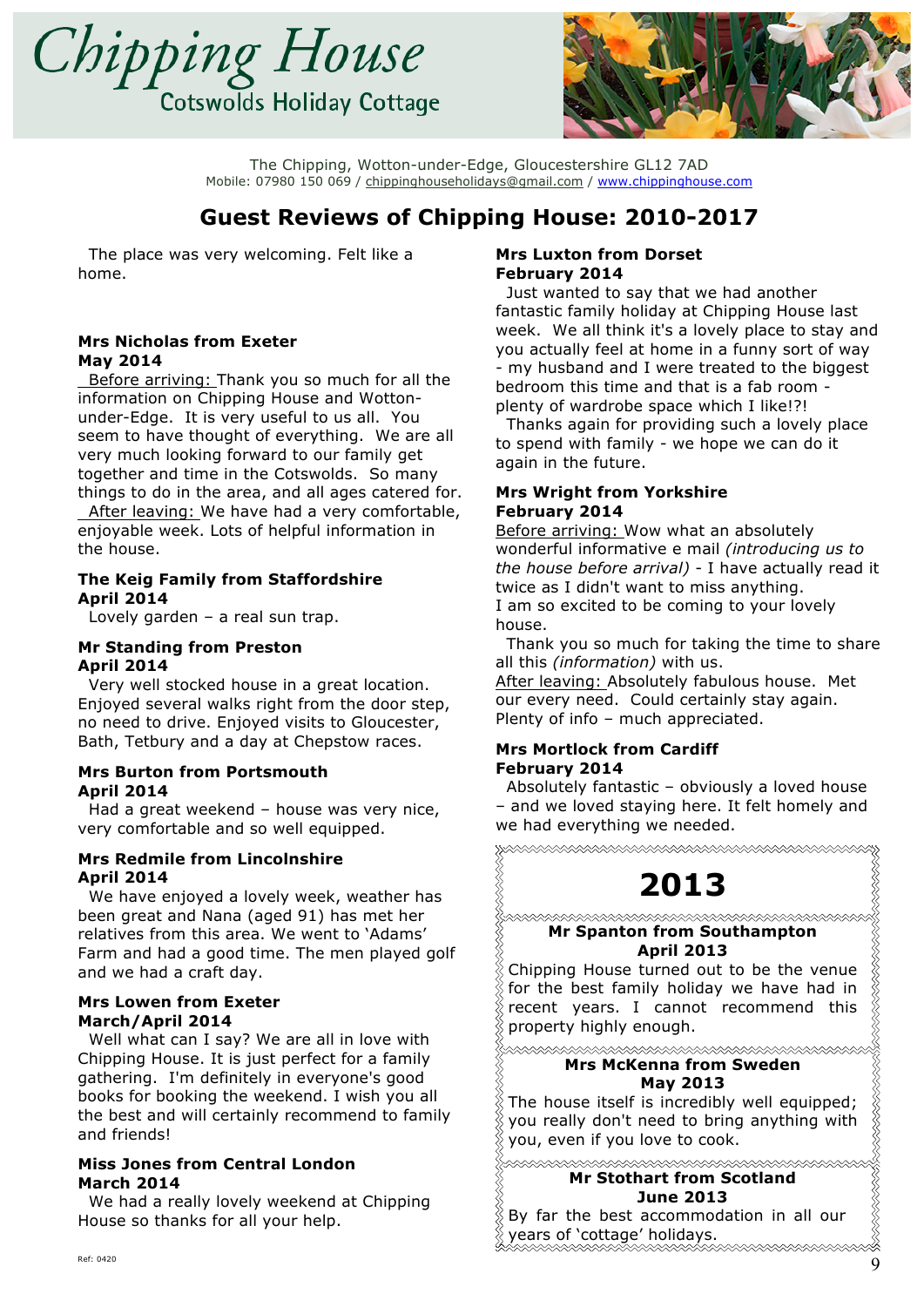# Chipping House

Cotswolds Holiday Cottage

The Chipping, Wotton-under-Edge, Gloucestershire GL12 7AD
Mobile: 07980 150 069 / chippinghouseholidays@gmail.com / www.chippinghouse.com

## Guest Reviews of Chipping House: 2010-2017

The place was very welcoming. Felt like a home.

**Mrs Nicholas from Exeter**
**May 2014**

Before arriving: Thank you so much for all the information on Chipping House and Wotton-under-Edge. It is very useful to us all. You seem to have thought of everything. We are all very much looking forward to our family get together and time in the Cotswolds. So many things to do in the area, and all ages catered for.

After leaving: We have had a very comfortable, enjoyable week. Lots of helpful information in the house.

**The Keig Family from Staffordshire**
**April 2014**

Lovely garden – a real sun trap.

**Mr Standing from Preston**
**April 2014**

Very well stocked house in a great location. Enjoyed several walks right from the door step, no need to drive. Enjoyed visits to Gloucester, Bath, Tetbury and a day at Chepstow races.

**Mrs Burton from Portsmouth**
**April 2014**

Had a great weekend – house was very nice, very comfortable and so well equipped.

**Mrs Redmile from Lincolnshire**
**April 2014**

We have enjoyed a lovely week, weather has been great and Nana (aged 91) has met her relatives from this area. We went to 'Adams' Farm and had a good time. The men played golf and we had a craft day.

**Mrs Lowen from Exeter**
**March/April 2014**

Well what can I say? We are all in love with Chipping House. It is just perfect for a family gathering. I'm definitely in everyone's good books for booking the weekend. I wish you all the best and will certainly recommend to family and friends!

**Miss Jones from Central London**
**March 2014**

We had a really lovely weekend at Chipping House so thanks for all your help.

**Mrs Luxton from Dorset**
**February 2014**

Just wanted to say that we had another fantastic family holiday at Chipping House last week. We all think it's a lovely place to stay and you actually feel at home in a funny sort of way - my husband and I were treated to the biggest bedroom this time and that is a fab room - plenty of wardrobe space which I like!?!

Thanks again for providing such a lovely place to spend with family - we hope we can do it again in the future.

**Mrs Wright from Yorkshire**
**February 2014**

Before arriving: Wow what an absolutely wonderful informative e mail *(introducing us to the house before arrival)* - I have actually read it twice as I didn't want to miss anything.
I am so excited to be coming to your lovely house.

Thank you so much for taking the time to share all this *(information)* with us.

After leaving: Absolutely fabulous house. Met our every need. Could certainly stay again. Plenty of info – much appreciated.

**Mrs Mortlock from Cardiff**
**February 2014**

Absolutely fantastic – obviously a loved house – and we loved staying here. It felt homely and we had everything we needed.

## 2013

**Mr Spanton from Southampton**
**April 2013**

Chipping House turned out to be the venue for the best family holiday we have had in recent years. I cannot recommend this property highly enough.

**Mrs McKenna from Sweden**
**May 2013**

The house itself is incredibly well equipped; you really don't need to bring anything with you, even if you love to cook.

**Mr Stothart from Scotland**
**June 2013**

By far the best accommodation in all our years of 'cottage' holidays.

Ref: 0420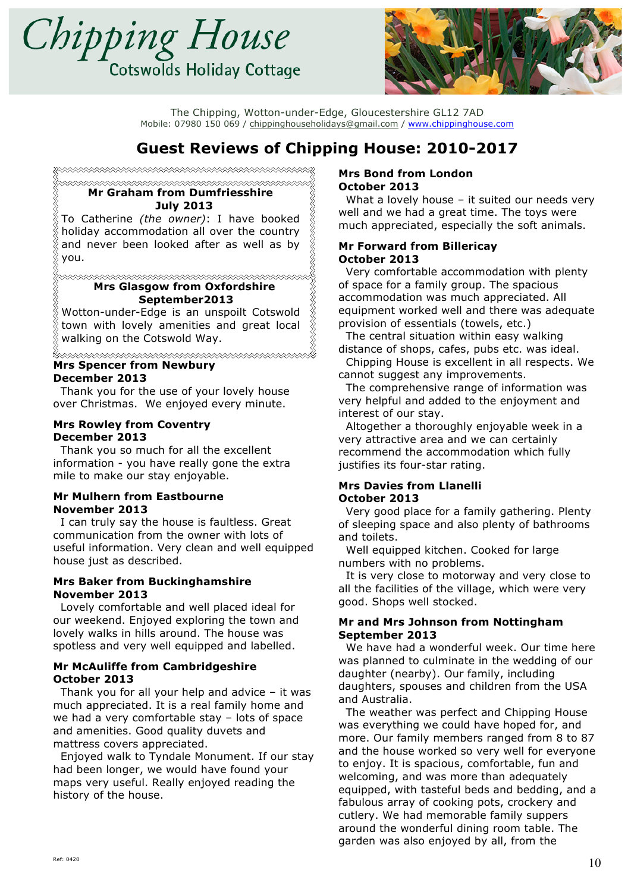# Chipping House

Cotswolds Holiday Cottage

The Chipping, Wotton-under-Edge, Gloucestershire GL12 7AD
Mobile: 07980 150 069 / chippinghouseholidays@gmail.com / www.chippinghouse.com

## Guest Reviews of Chipping House: 2010-2017

**Mr Graham from Dumfriesshire**
**July 2013**

To Catherine *(the owner)*: I have booked holiday accommodation all over the country and never been looked after as well as by you.

**Mrs Glasgow from Oxfordshire**
**September2013**

Wotton-under-Edge is an unspoilt Cotswold town with lovely amenities and great local walking on the Cotswold Way.

**Mrs Spencer from Newbury**
**December 2013**

Thank you for the use of your lovely house over Christmas. We enjoyed every minute.

**Mrs Rowley from Coventry**
**December 2013**

Thank you so much for all the excellent information - you have really gone the extra mile to make our stay enjoyable.

**Mr Mulhern from Eastbourne**
**November 2013**

I can truly say the house is faultless. Great communication from the owner with lots of useful information. Very clean and well equipped house just as described.

**Mrs Baker from Buckinghamshire**
**November 2013**

Lovely comfortable and well placed ideal for our weekend. Enjoyed exploring the town and lovely walks in hills around. The house was spotless and very well equipped and labelled.

**Mr McAuliffe from Cambridgeshire**
**October 2013**

Thank you for all your help and advice – it was much appreciated. It is a real family home and we had a very comfortable stay – lots of space and amenities. Good quality duvets and mattress covers appreciated.

Enjoyed walk to Tyndale Monument. If our stay had been longer, we would have found your maps very useful. Really enjoyed reading the history of the house.

**Mrs Bond from London**
**October 2013**

What a lovely house – it suited our needs very well and we had a great time. The toys were much appreciated, especially the soft animals.

**Mr Forward from Billericay**
**October 2013**

Very comfortable accommodation with plenty of space for a family group. The spacious accommodation was much appreciated. All equipment worked well and there was adequate provision of essentials (towels, etc.)

The central situation within easy walking distance of shops, cafes, pubs etc. was ideal.

Chipping House is excellent in all respects. We cannot suggest any improvements.

The comprehensive range of information was very helpful and added to the enjoyment and interest of our stay.

Altogether a thoroughly enjoyable week in a very attractive area and we can certainly recommend the accommodation which fully justifies its four-star rating.

**Mrs Davies from Llanelli**
**October 2013**

Very good place for a family gathering. Plenty of sleeping space and also plenty of bathrooms and toilets.

Well equipped kitchen. Cooked for large numbers with no problems.

It is very close to motorway and very close to all the facilities of the village, which were very good. Shops well stocked.

**Mr and Mrs Johnson from Nottingham**
**September 2013**

We have had a wonderful week. Our time here was planned to culminate in the wedding of our daughter (nearby). Our family, including daughters, spouses and children from the USA and Australia.

The weather was perfect and Chipping House was everything we could have hoped for, and more. Our family members ranged from 8 to 87 and the house worked so very well for everyone to enjoy. It is spacious, comfortable, fun and welcoming, and was more than adequately equipped, with tasteful beds and bedding, and a fabulous array of cooking pots, crockery and cutlery. We had memorable family suppers around the wonderful dining room table. The garden was also enjoyed by all, from the

Ref: 0420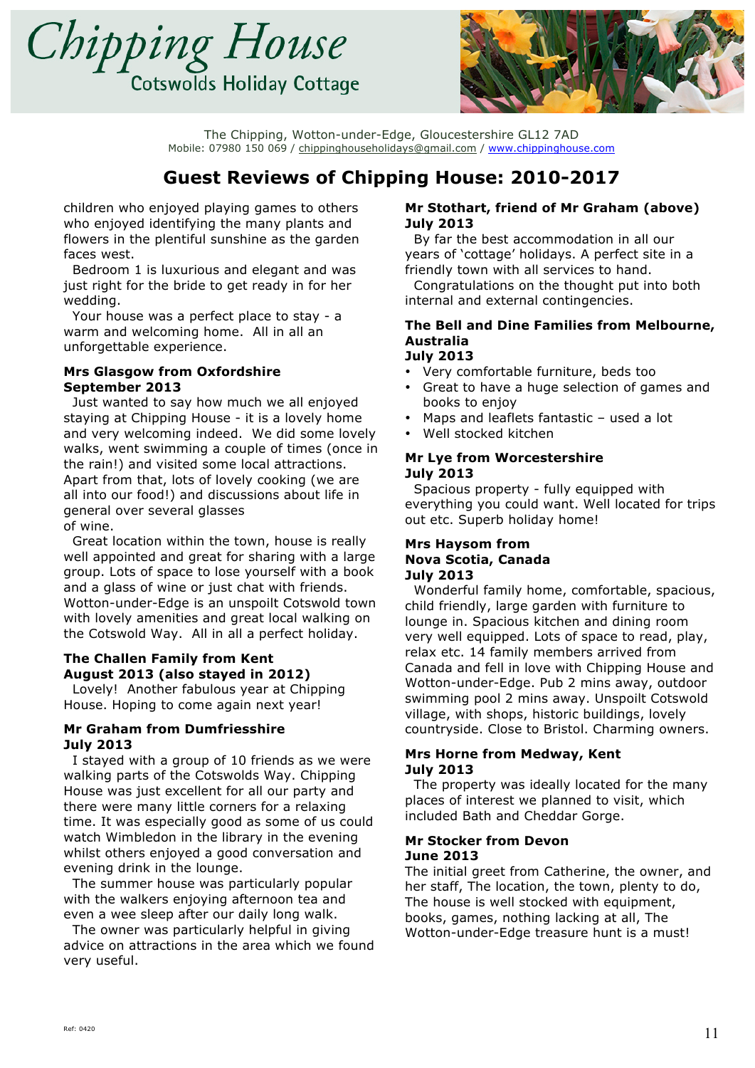# Chipping House

Cotswolds Holiday Cottage

The Chipping, Wotton-under-Edge, Gloucestershire GL12 7AD
Mobile: 07980 150 069 / chippinghouseholidays@gmail.com / www.chippinghouse.com

## Guest Reviews of Chipping House: 2010-2017

children who enjoyed playing games to others who enjoyed identifying the many plants and flowers in the plentiful sunshine as the garden faces west.

Bedroom 1 is luxurious and elegant and was just right for the bride to get ready in for her wedding.

Your house was a perfect place to stay - a warm and welcoming home. All in all an unforgettable experience.

**Mrs Glasgow from Oxfordshire**
**September 2013**

Just wanted to say how much we all enjoyed staying at Chipping House - it is a lovely home and very welcoming indeed. We did some lovely walks, went swimming a couple of times (once in the rain!) and visited some local attractions. Apart from that, lots of lovely cooking (we are all into our food!) and discussions about life in general over several glasses of wine.

Great location within the town, house is really well appointed and great for sharing with a large group. Lots of space to lose yourself with a book and a glass of wine or just chat with friends. Wotton-under-Edge is an unspoilt Cotswold town with lovely amenities and great local walking on the Cotswold Way. All in all a perfect holiday.

**The Challen Family from Kent**
**August 2013 (also stayed in 2012)**

Lovely! Another fabulous year at Chipping House. Hoping to come again next year!

**Mr Graham from Dumfriesshire**
**July 2013**

I stayed with a group of 10 friends as we were walking parts of the Cotswolds Way. Chipping House was just excellent for all our party and there were many little corners for a relaxing time. It was especially good as some of us could watch Wimbledon in the library in the evening whilst others enjoyed a good conversation and evening drink in the lounge.

The summer house was particularly popular with the walkers enjoying afternoon tea and even a wee sleep after our daily long walk.

The owner was particularly helpful in giving advice on attractions in the area which we found very useful.

**Mr Stothart, friend of Mr Graham (above)**
**July 2013**

By far the best accommodation in all our years of 'cottage' holidays. A perfect site in a friendly town with all services to hand.

Congratulations on the thought put into both internal and external contingencies.

**The Bell and Dine Families from Melbourne, Australia**
**July 2013**

- Very comfortable furniture, beds too
- Great to have a huge selection of games and books to enjoy
- Maps and leaflets fantastic – used a lot
- Well stocked kitchen

**Mr Lye from Worcestershire**
**July 2013**

Spacious property - fully equipped with everything you could want. Well located for trips out etc. Superb holiday home!

**Mrs Haysom from Nova Scotia, Canada**
**July 2013**

Wonderful family home, comfortable, spacious, child friendly, large garden with furniture to lounge in. Spacious kitchen and dining room very well equipped. Lots of space to read, play, relax etc. 14 family members arrived from Canada and fell in love with Chipping House and Wotton-under-Edge. Pub 2 mins away, outdoor swimming pool 2 mins away. Unspoilt Cotswold village, with shops, historic buildings, lovely countryside. Close to Bristol. Charming owners.

**Mrs Horne from Medway, Kent**
**July 2013**

The property was ideally located for the many places of interest we planned to visit, which included Bath and Cheddar Gorge.

**Mr Stocker from Devon**
**June 2013**

The initial greet from Catherine, the owner, and her staff, The location, the town, plenty to do, The house is well stocked with equipment, books, games, nothing lacking at all, The Wotton-under-Edge treasure hunt is a must!

Ref: 0420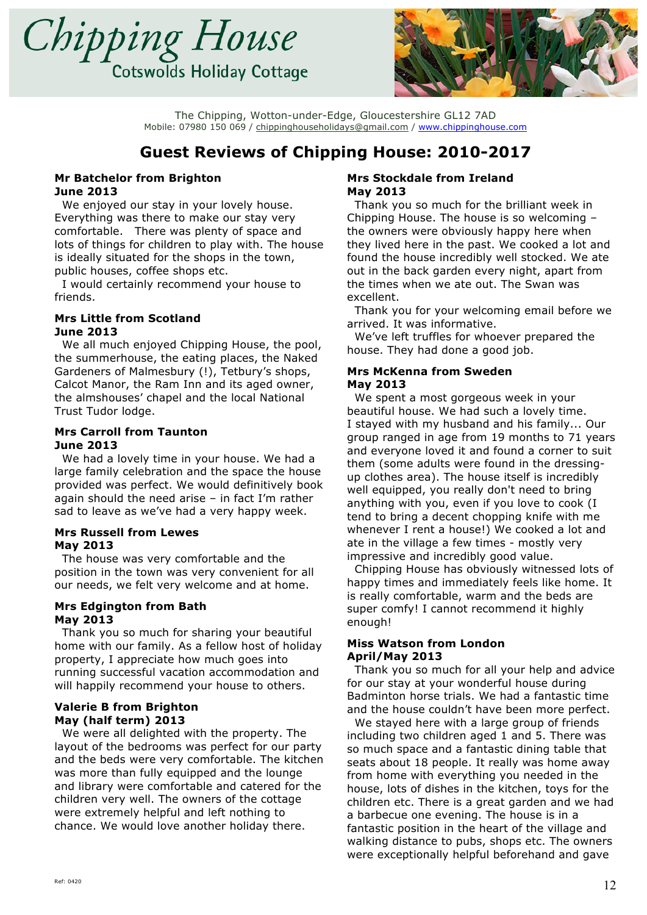# Chipping House

Cotswolds Holiday Cottage

The Chipping, Wotton-under-Edge, Gloucestershire GL12 7AD
Mobile: 07980 150 069 / chippinghouseholidays@gmail.com / www.chippinghouse.com

## Guest Reviews of Chipping House: 2010-2017

**Mr Batchelor from Brighton**
**June 2013**

We enjoyed our stay in your lovely house. Everything was there to make our stay very comfortable. There was plenty of space and lots of things for children to play with. The house is ideally situated for the shops in the town, public houses, coffee shops etc.

I would certainly recommend your house to friends.

**Mrs Little from Scotland**
**June 2013**

We all much enjoyed Chipping House, the pool, the summerhouse, the eating places, the Naked Gardeners of Malmesbury (!), Tetbury's shops, Calcot Manor, the Ram Inn and its aged owner, the almshouses' chapel and the local National Trust Tudor lodge.

**Mrs Carroll from Taunton**
**June 2013**

We had a lovely time in your house. We had a large family celebration and the space the house provided was perfect. We would definitively book again should the need arise – in fact I'm rather sad to leave as we've had a very happy week.

**Mrs Russell from Lewes**
**May 2013**

The house was very comfortable and the position in the town was very convenient for all our needs, we felt very welcome and at home.

**Mrs Edgington from Bath**
**May 2013**

Thank you so much for sharing your beautiful home with our family. As a fellow host of holiday property, I appreciate how much goes into running successful vacation accommodation and will happily recommend your house to others.

**Valerie B from Brighton**
**May (half term) 2013**

We were all delighted with the property. The layout of the bedrooms was perfect for our party and the beds were very comfortable. The kitchen was more than fully equipped and the lounge and library were comfortable and catered for the children very well. The owners of the cottage were extremely helpful and left nothing to chance. We would love another holiday there.

**Mrs Stockdale from Ireland**
**May 2013**

Thank you so much for the brilliant week in Chipping House. The house is so welcoming – the owners were obviously happy here when they lived here in the past. We cooked a lot and found the house incredibly well stocked. We ate out in the back garden every night, apart from the times when we ate out. The Swan was excellent.

Thank you for your welcoming email before we arrived. It was informative.

We've left truffles for whoever prepared the house. They had done a good job.

**Mrs McKenna from Sweden**
**May 2013**

We spent a most gorgeous week in your beautiful house. We had such a lovely time. I stayed with my husband and his family... Our group ranged in age from 19 months to 71 years and everyone loved it and found a corner to suit them (some adults were found in the dressing-up clothes area). The house itself is incredibly well equipped, you really don't need to bring anything with you, even if you love to cook (I tend to bring a decent chopping knife with me whenever I rent a house!) We cooked a lot and ate in the village a few times - mostly very impressive and incredibly good value.

Chipping House has obviously witnessed lots of happy times and immediately feels like home. It is really comfortable, warm and the beds are super comfy! I cannot recommend it highly enough!

**Miss Watson from London**
**April/May 2013**

Thank you so much for all your help and advice for our stay at your wonderful house during Badminton horse trials. We had a fantastic time and the house couldn't have been more perfect.

We stayed here with a large group of friends including two children aged 1 and 5. There was so much space and a fantastic dining table that seats about 18 people. It really was home away from home with everything you needed in the house, lots of dishes in the kitchen, toys for the children etc. There is a great garden and we had a barbecue one evening. The house is in a fantastic position in the heart of the village and walking distance to pubs, shops etc. The owners were exceptionally helpful beforehand and gave

Ref: 0420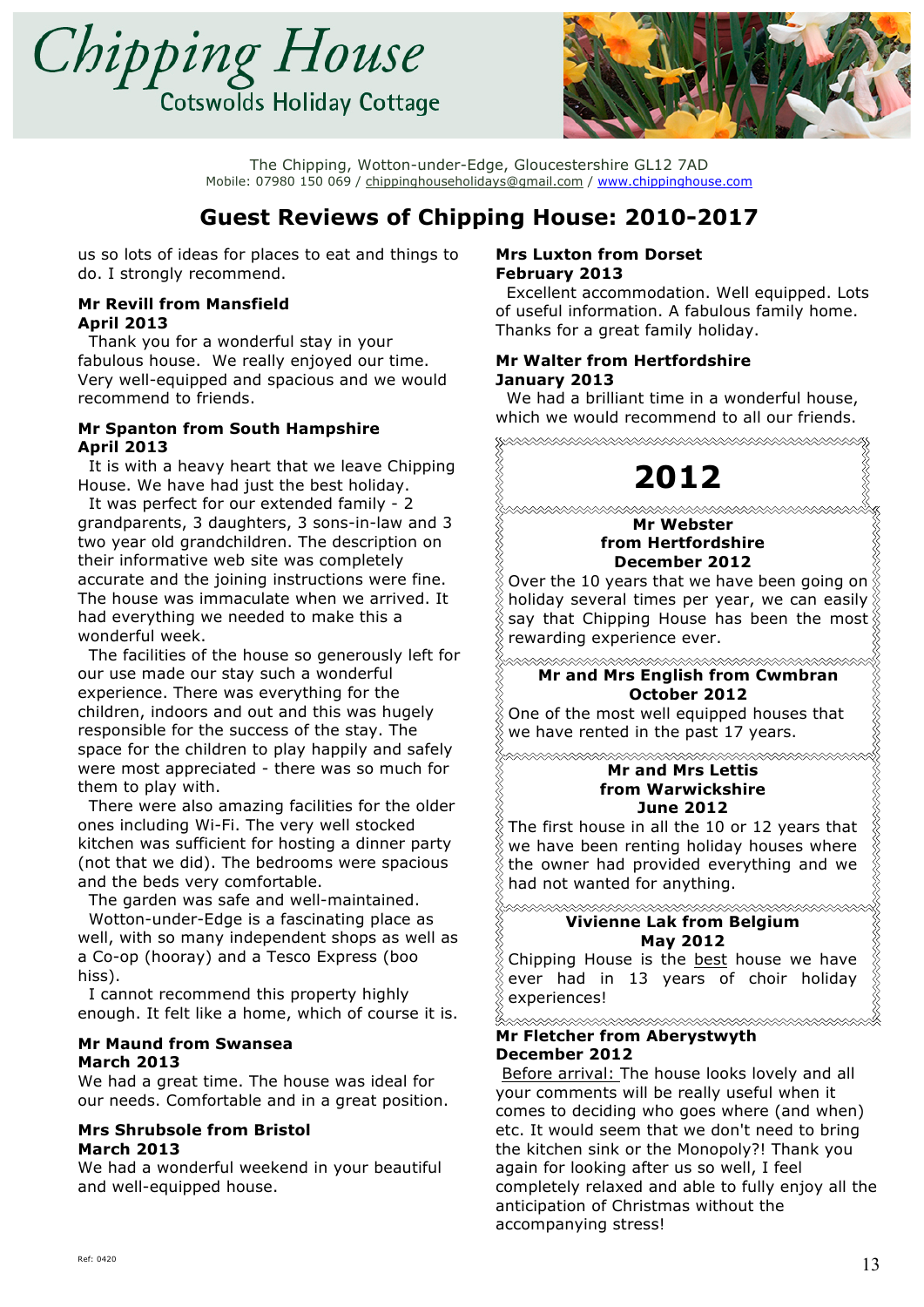# Chipping House

Cotswolds Holiday Cottage

The Chipping, Wotton-under-Edge, Gloucestershire GL12 7AD
Mobile: 07980 150 069 / chippinghouseholidays@gmail.com / www.chippinghouse.com

## Guest Reviews of Chipping House: 2010-2017

us so lots of ideas for places to eat and things to do. I strongly recommend.

**Mr Revill from Mansfield**
**April 2013**

Thank you for a wonderful stay in your fabulous house. We really enjoyed our time. Very well-equipped and spacious and we would recommend to friends.

**Mr Spanton from South Hampshire**
**April 2013**

It is with a heavy heart that we leave Chipping House. We have had just the best holiday.

It was perfect for our extended family - 2 grandparents, 3 daughters, 3 sons-in-law and 3 two year old grandchildren. The description on their informative web site was completely accurate and the joining instructions were fine. The house was immaculate when we arrived. It had everything we needed to make this a wonderful week.

The facilities of the house so generously left for our use made our stay such a wonderful experience. There was everything for the children, indoors and out and this was hugely responsible for the success of the stay. The space for the children to play happily and safely were most appreciated - there was so much for them to play with.

There were also amazing facilities for the older ones including Wi-Fi. The very well stocked kitchen was sufficient for hosting a dinner party (not that we did). The bedrooms were spacious and the beds very comfortable.

The garden was safe and well-maintained.

Wotton-under-Edge is a fascinating place as well, with so many independent shops as well as a Co-op (hooray) and a Tesco Express (boo hiss).

I cannot recommend this property highly enough. It felt like a home, which of course it is.

**Mr Maund from Swansea**
**March 2013**

We had a great time. The house was ideal for our needs. Comfortable and in a great position.

**Mrs Shrubsole from Bristol**
**March 2013**

We had a wonderful weekend in your beautiful and well-equipped house.

**Mrs Luxton from Dorset**
**February 2013**

Excellent accommodation. Well equipped. Lots of useful information. A fabulous family home. Thanks for a great family holiday.

**Mr Walter from Hertfordshire**
**January 2013**

We had a brilliant time in a wonderful house, which we would recommend to all our friends.

## 2012

**Mr Webster from Hertfordshire**
**December 2012**

Over the 10 years that we have been going on holiday several times per year, we can easily say that Chipping House has been the most rewarding experience ever.

**Mr and Mrs English from Cwmbran**
**October 2012**

One of the most well equipped houses that we have rented in the past 17 years.

**Mr and Mrs Lettis from Warwickshire**
**June 2012**

The first house in all the 10 or 12 years that we have been renting holiday houses where the owner had provided everything and we had not wanted for anything.

**Vivienne Lak from Belgium**
**May 2012**

Chipping House is the best house we have ever had in 13 years of choir holiday experiences!

**Mr Fletcher from Aberystwyth**
**December 2012**

Before arrival: The house looks lovely and all your comments will be really useful when it comes to deciding who goes where (and when) etc. It would seem that we don't need to bring the kitchen sink or the Monopoly?! Thank you again for looking after us so well, I feel completely relaxed and able to fully enjoy all the anticipation of Christmas without the accompanying stress!

Ref: 0420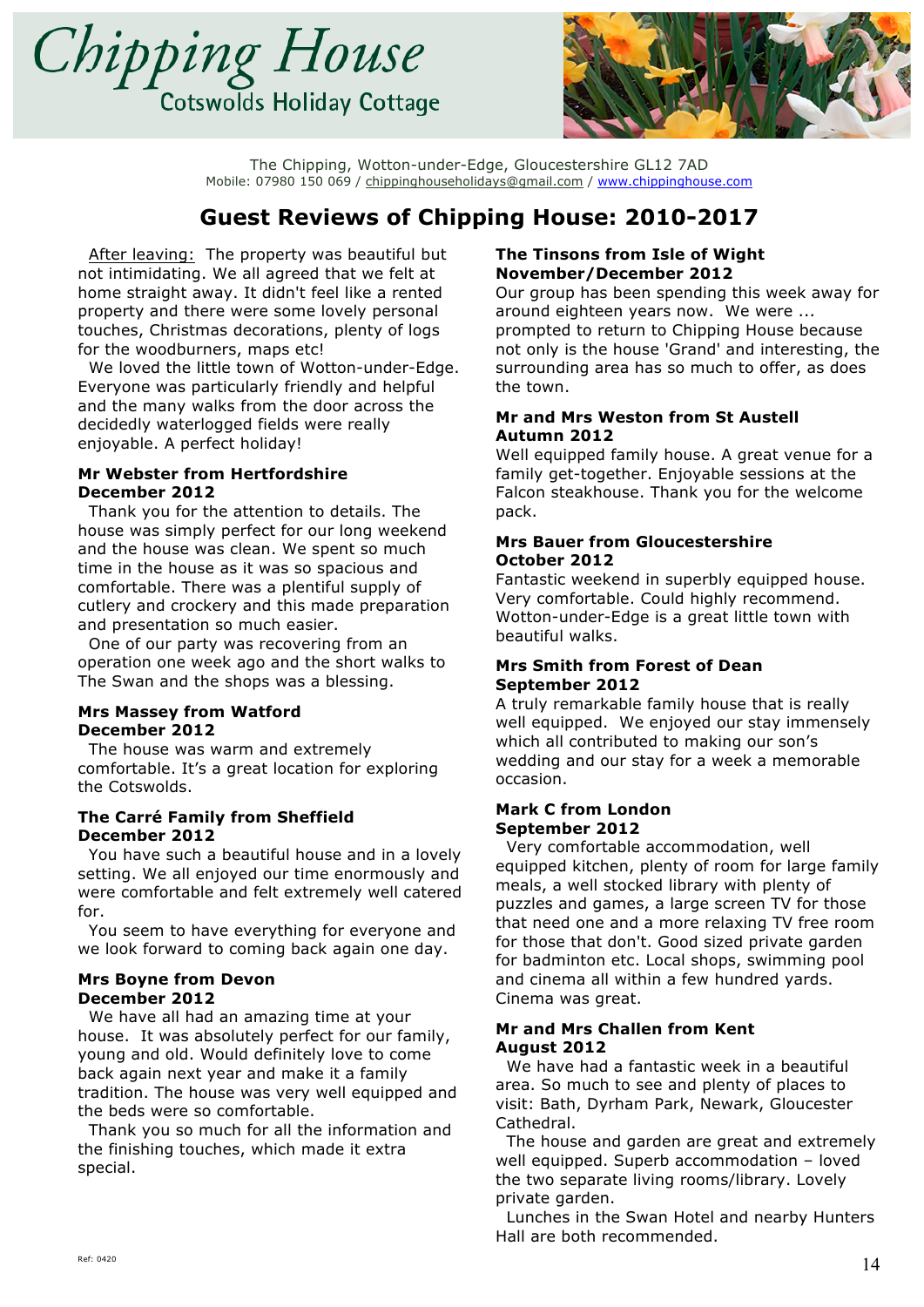# Chipping House

Cotswolds Holiday Cottage

The Chipping, Wotton-under-Edge, Gloucestershire GL12 7AD
Mobile: 07980 150 069 / chippinghouseholidays@gmail.com / www.chippinghouse.com

## Guest Reviews of Chipping House: 2010-2017

After leaving: The property was beautiful but not intimidating. We all agreed that we felt at home straight away. It didn't feel like a rented property and there were some lovely personal touches, Christmas decorations, plenty of logs for the woodburners, maps etc!

We loved the little town of Wotton-under-Edge. Everyone was particularly friendly and helpful and the many walks from the door across the decidedly waterlogged fields were really enjoyable. A perfect holiday!

**Mr Webster from Hertfordshire**
**December 2012**

Thank you for the attention to details. The house was simply perfect for our long weekend and the house was clean. We spent so much time in the house as it was so spacious and comfortable. There was a plentiful supply of cutlery and crockery and this made preparation and presentation so much easier.

One of our party was recovering from an operation one week ago and the short walks to The Swan and the shops was a blessing.

**Mrs Massey from Watford**
**December 2012**

The house was warm and extremely comfortable. It's a great location for exploring the Cotswolds.

**The Carré Family from Sheffield**
**December 2012**

You have such a beautiful house and in a lovely setting. We all enjoyed our time enormously and were comfortable and felt extremely well catered for.

You seem to have everything for everyone and we look forward to coming back again one day.

**Mrs Boyne from Devon**
**December 2012**

We have all had an amazing time at your house. It was absolutely perfect for our family, young and old. Would definitely love to come back again next year and make it a family tradition. The house was very well equipped and the beds were so comfortable.

Thank you so much for all the information and the finishing touches, which made it extra special.

**The Tinsons from Isle of Wight**
**November/December 2012**

Our group has been spending this week away for around eighteen years now. We were ... prompted to return to Chipping House because not only is the house 'Grand' and interesting, the surrounding area has so much to offer, as does the town.

**Mr and Mrs Weston from St Austell**
**Autumn 2012**

Well equipped family house. A great venue for a family get-together. Enjoyable sessions at the Falcon steakhouse. Thank you for the welcome pack.

**Mrs Bauer from Gloucestershire**
**October 2012**

Fantastic weekend in superbly equipped house. Very comfortable. Could highly recommend. Wotton-under-Edge is a great little town with beautiful walks.

**Mrs Smith from Forest of Dean**
**September 2012**

A truly remarkable family house that is really well equipped. We enjoyed our stay immensely which all contributed to making our son's wedding and our stay for a week a memorable occasion.

**Mark C from London**
**September 2012**

Very comfortable accommodation, well equipped kitchen, plenty of room for large family meals, a well stocked library with plenty of puzzles and games, a large screen TV for those that need one and a more relaxing TV free room for those that don't. Good sized private garden for badminton etc. Local shops, swimming pool and cinema all within a few hundred yards. Cinema was great.

**Mr and Mrs Challen from Kent**
**August 2012**

We have had a fantastic week in a beautiful area. So much to see and plenty of places to visit: Bath, Dyrham Park, Newark, Gloucester Cathedral.

The house and garden are great and extremely well equipped. Superb accommodation – loved the two separate living rooms/library. Lovely private garden.

Lunches in the Swan Hotel and nearby Hunters Hall are both recommended.

Ref: 0420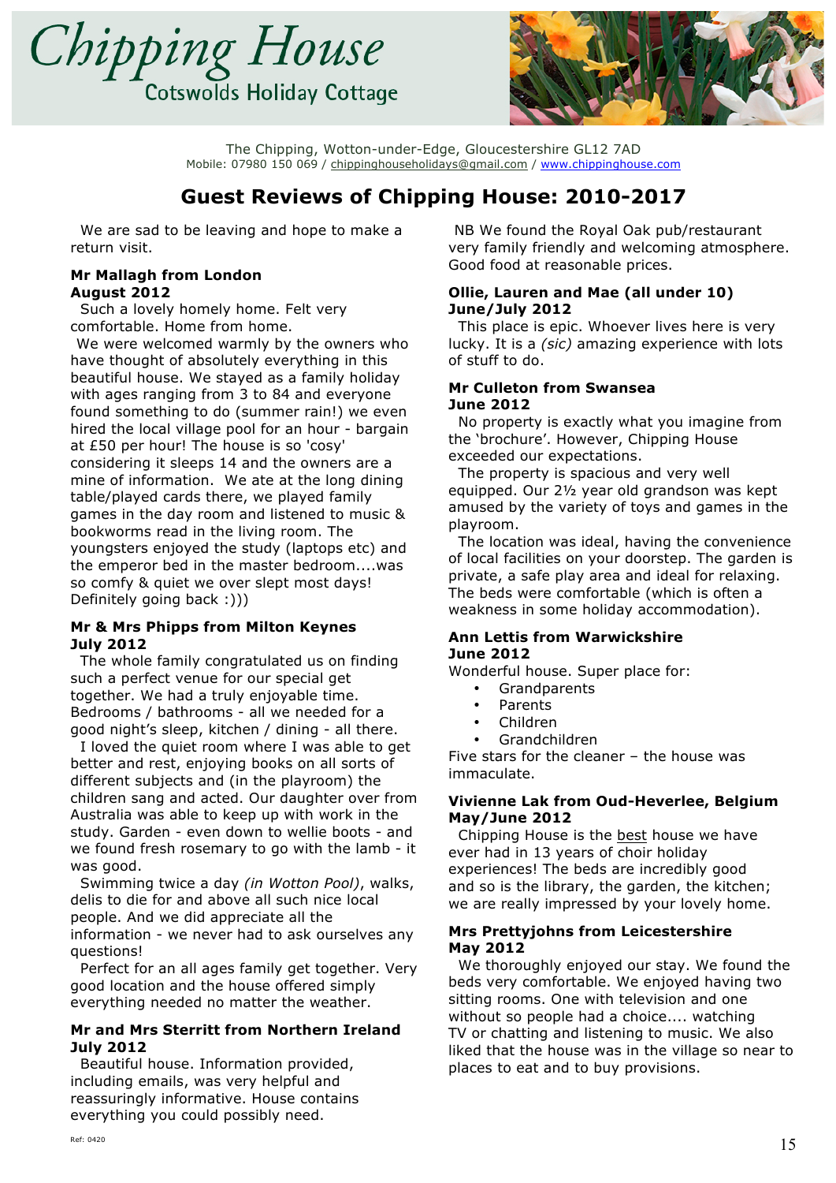# Chipping House

Cotswolds Holiday Cottage

The Chipping, Wotton-under-Edge, Gloucestershire GL12 7AD
Mobile: 07980 150 069 / chippinghouseholidays@gmail.com / www.chippinghouse.com

## Guest Reviews of Chipping House: 2010-2017

We are sad to be leaving and hope to make a return visit.

**Mr Mallagh from London**
**August 2012**

Such a lovely homely home. Felt very comfortable. Home from home.

We were welcomed warmly by the owners who have thought of absolutely everything in this beautiful house. We stayed as a family holiday with ages ranging from 3 to 84 and everyone found something to do (summer rain!) we even hired the local village pool for an hour - bargain at £50 per hour! The house is so 'cosy' considering it sleeps 14 and the owners are a mine of information. We ate at the long dining table/played cards there, we played family games in the day room and listened to music & bookworms read in the living room. The youngsters enjoyed the study (laptops etc) and the emperor bed in the master bedroom....was so comfy & quiet we over slept most days! Definitely going back :)))

**Mr & Mrs Phipps from Milton Keynes**
**July 2012**

The whole family congratulated us on finding such a perfect venue for our special get together. We had a truly enjoyable time. Bedrooms / bathrooms - all we needed for a good night's sleep, kitchen / dining - all there.

I loved the quiet room where I was able to get better and rest, enjoying books on all sorts of different subjects and (in the playroom) the children sang and acted. Our daughter over from Australia was able to keep up with work in the study. Garden - even down to wellie boots - and we found fresh rosemary to go with the lamb - it was good.

Swimming twice a day *(in Wotton Pool)*, walks, delis to die for and above all such nice local people. And we did appreciate all the information - we never had to ask ourselves any questions!

Perfect for an all ages family get together. Very good location and the house offered simply everything needed no matter the weather.

**Mr and Mrs Sterritt from Northern Ireland**
**July 2012**

Beautiful house. Information provided, including emails, was very helpful and reassuringly informative. House contains everything you could possibly need.

NB We found the Royal Oak pub/restaurant very family friendly and welcoming atmosphere. Good food at reasonable prices.

**Ollie, Lauren and Mae (all under 10)**
**June/July 2012**

This place is epic. Whoever lives here is very lucky. It is a *(sic)* amazing experience with lots of stuff to do.

**Mr Culleton from Swansea**
**June 2012**

No property is exactly what you imagine from the 'brochure'. However, Chipping House exceeded our expectations.

The property is spacious and very well equipped. Our 2½ year old grandson was kept amused by the variety of toys and games in the playroom.

The location was ideal, having the convenience of local facilities on your doorstep. The garden is private, a safe play area and ideal for relaxing. The beds were comfortable (which is often a weakness in some holiday accommodation).

**Ann Lettis from Warwickshire**
**June 2012**

Wonderful house. Super place for:

- Grandparents
- Parents
- Children
- Grandchildren

Five stars for the cleaner – the house was immaculate.

**Vivienne Lak from Oud-Heverlee, Belgium**
**May/June 2012**

Chipping House is the <u>best</u> house we have ever had in 13 years of choir holiday experiences! The beds are incredibly good and so is the library, the garden, the kitchen; we are really impressed by your lovely home.

**Mrs Prettyjohns from Leicestershire**
**May 2012**

We thoroughly enjoyed our stay. We found the beds very comfortable. We enjoyed having two sitting rooms. One with television and one without so people had a choice.... watching TV or chatting and listening to music. We also liked that the house was in the village so near to places to eat and to buy provisions.

Ref: 0420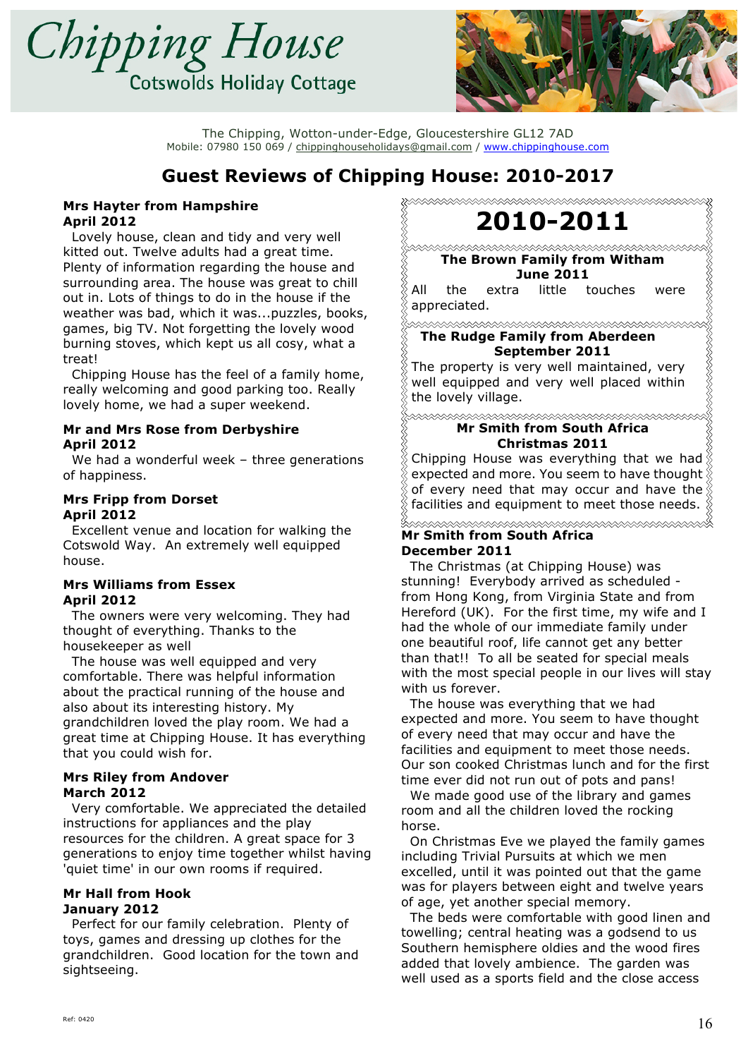# Chipping House

Cotswolds Holiday Cottage

The Chipping, Wotton-under-Edge, Gloucestershire GL12 7AD
Mobile: 07980 150 069 / chippinghouseholidays@gmail.com / www.chippinghouse.com

## Guest Reviews of Chipping House: 2010-2017

**Mrs Hayter from Hampshire**
**April 2012**

Lovely house, clean and tidy and very well kitted out. Twelve adults had a great time. Plenty of information regarding the house and surrounding area. The house was great to chill out in. Lots of things to do in the house if the weather was bad, which it was...puzzles, books, games, big TV. Not forgetting the lovely wood burning stoves, which kept us all cosy, what a treat!

Chipping House has the feel of a family home, really welcoming and good parking too. Really lovely home, we had a super weekend.

**Mr and Mrs Rose from Derbyshire**
**April 2012**

We had a wonderful week – three generations of happiness.

**Mrs Fripp from Dorset**
**April 2012**

Excellent venue and location for walking the Cotswold Way. An extremely well equipped house.

**Mrs Williams from Essex**
**April 2012**

The owners were very welcoming. They had thought of everything. Thanks to the housekeeper as well

The house was well equipped and very comfortable. There was helpful information about the practical running of the house and also about its interesting history. My grandchildren loved the play room. We had a great time at Chipping House. It has everything that you could wish for.

**Mrs Riley from Andover**
**March 2012**

Very comfortable. We appreciated the detailed instructions for appliances and the play resources for the children. A great space for 3 generations to enjoy time together whilst having 'quiet time' in our own rooms if required.

**Mr Hall from Hook**
**January 2012**

Perfect for our family celebration. Plenty of toys, games and dressing up clothes for the grandchildren. Good location for the town and sightseeing.

# 2010-2011

**The Brown Family from Witham**
**June 2011**

All the extra little touches were appreciated.

**The Rudge Family from Aberdeen**
**September 2011**

The property is very well maintained, very well equipped and very well placed within the lovely village.

**Mr Smith from South Africa**
**Christmas 2011**

Chipping House was everything that we had expected and more. You seem to have thought of every need that may occur and have the facilities and equipment to meet those needs.

**Mr Smith from South Africa**
**December 2011**

The Christmas (at Chipping House) was stunning! Everybody arrived as scheduled - from Hong Kong, from Virginia State and from Hereford (UK). For the first time, my wife and I had the whole of our immediate family under one beautiful roof, life cannot get any better than that!! To all be seated for special meals with the most special people in our lives will stay with us forever.

The house was everything that we had expected and more. You seem to have thought of every need that may occur and have the facilities and equipment to meet those needs. Our son cooked Christmas lunch and for the first time ever did not run out of pots and pans!

We made good use of the library and games room and all the children loved the rocking horse.

On Christmas Eve we played the family games including Trivial Pursuits at which we men excelled, until it was pointed out that the game was for players between eight and twelve years of age, yet another special memory.

The beds were comfortable with good linen and towelling; central heating was a godsend to us Southern hemisphere oldies and the wood fires added that lovely ambience. The garden was well used as a sports field and the close access

Ref: 0420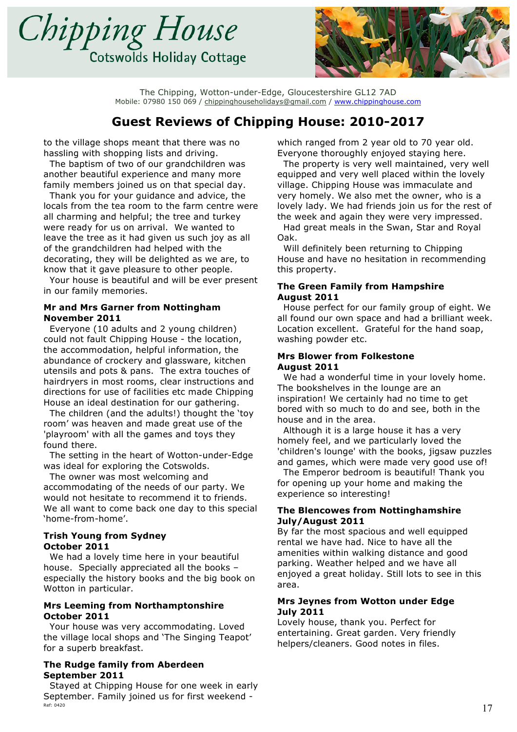# Chipping House

Cotswolds Holiday Cottage

The Chipping, Wotton-under-Edge, Gloucestershire GL12 7AD
Mobile: 07980 150 069 / chippinghouseholidays@gmail.com / www.chippinghouse.com

## Guest Reviews of Chipping House: 2010-2017

to the village shops meant that there was no hassling with shopping lists and driving.

The baptism of two of our grandchildren was another beautiful experience and many more family members joined us on that special day.

Thank you for your guidance and advice, the locals from the tea room to the farm centre were all charming and helpful; the tree and turkey were ready for us on arrival. We wanted to leave the tree as it had given us such joy as all of the grandchildren had helped with the decorating, they will be delighted as we are, to know that it gave pleasure to other people.

Your house is beautiful and will be ever present in our family memories.

**Mr and Mrs Garner from Nottingham**
**November 2011**

Everyone (10 adults and 2 young children) could not fault Chipping House - the location, the accommodation, helpful information, the abundance of crockery and glassware, kitchen utensils and pots & pans. The extra touches of hairdryers in most rooms, clear instructions and directions for use of facilities etc made Chipping House an ideal destination for our gathering.

The children (and the adults!) thought the 'toy room' was heaven and made great use of the 'playroom' with all the games and toys they found there.

The setting in the heart of Wotton-under-Edge was ideal for exploring the Cotswolds.

The owner was most welcoming and accommodating of the needs of our party. We would not hesitate to recommend it to friends. We all want to come back one day to this special 'home-from-home'.

**Trish Young from Sydney**
**October 2011**

We had a lovely time here in your beautiful house. Specially appreciated all the books – especially the history books and the big book on Wotton in particular.

**Mrs Leeming from Northamptonshire**
**October 2011**

Your house was very accommodating. Loved the village local shops and 'The Singing Teapot' for a superb breakfast.

**The Rudge family from Aberdeen**
**September 2011**

Stayed at Chipping House for one week in early September. Family joined us for first weekend - which ranged from 2 year old to 70 year old. Everyone thoroughly enjoyed staying here.

The property is very well maintained, very well equipped and very well placed within the lovely village. Chipping House was immaculate and very homely. We also met the owner, who is a lovely lady. We had friends join us for the rest of the week and again they were very impressed.

Had great meals in the Swan, Star and Royal Oak.

Will definitely been returning to Chipping House and have no hesitation in recommending this property.

**The Green Family from Hampshire**
**August 2011**

House perfect for our family group of eight. We all found our own space and had a brilliant week. Location excellent. Grateful for the hand soap, washing powder etc.

**Mrs Blower from Folkestone**
**August 2011**

We had a wonderful time in your lovely home. The bookshelves in the lounge are an inspiration! We certainly had no time to get bored with so much to do and see, both in the house and in the area.

Although it is a large house it has a very homely feel, and we particularly loved the 'children's lounge' with the books, jigsaw puzzles and games, which were made very good use of!

The Emperor bedroom is beautiful! Thank you for opening up your home and making the experience so interesting!

**The Blencowes from Nottinghamshire**
**July/August 2011**

By far the most spacious and well equipped rental we have had. Nice to have all the amenities within walking distance and good parking. Weather helped and we have all enjoyed a great holiday. Still lots to see in this area.

**Mrs Jeynes from Wotton under Edge**
**July 2011**

Lovely house, thank you. Perfect for entertaining. Great garden. Very friendly helpers/cleaners. Good notes in files.

Ref: 0420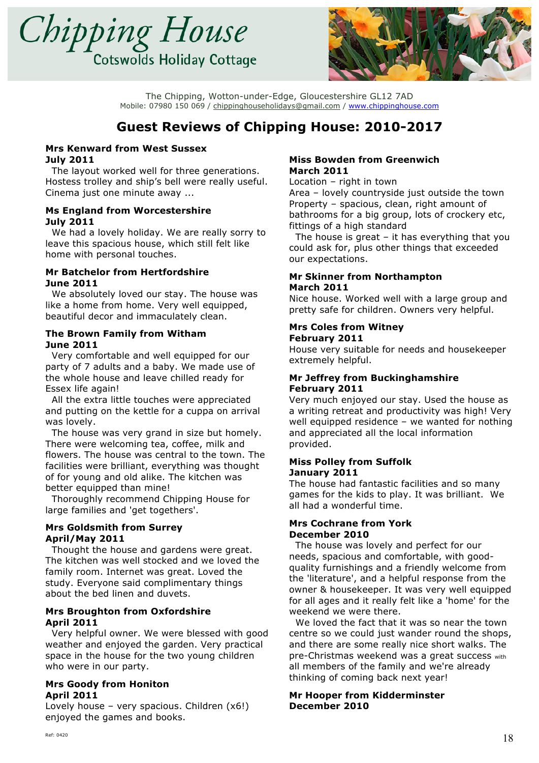# Chipping House

Cotswolds Holiday Cottage

The Chipping, Wotton-under-Edge, Gloucestershire GL12 7AD
Mobile: 07980 150 069 / chippinghouseholidays@gmail.com / www.chippinghouse.com

## Guest Reviews of Chipping House: 2010-2017

**Mrs Kenward from West Sussex**
**July 2011**

The layout worked well for three generations. Hostess trolley and ship's bell were really useful. Cinema just one minute away ...

**Ms England from Worcestershire**
**July 2011**

We had a lovely holiday. We are really sorry to leave this spacious house, which still felt like home with personal touches.

**Mr Batchelor from Hertfordshire**
**June 2011**

We absolutely loved our stay. The house was like a home from home. Very well equipped, beautiful decor and immaculately clean.

**The Brown Family from Witham**
**June 2011**

Very comfortable and well equipped for our party of 7 adults and a baby. We made use of the whole house and leave chilled ready for Essex life again!

All the extra little touches were appreciated and putting on the kettle for a cuppa on arrival was lovely.

The house was very grand in size but homely. There were welcoming tea, coffee, milk and flowers. The house was central to the town. The facilities were brilliant, everything was thought of for young and old alike. The kitchen was better equipped than mine!

Thoroughly recommend Chipping House for large families and 'get togethers'.

**Mrs Goldsmith from Surrey**
**April/May 2011**

Thought the house and gardens were great. The kitchen was well stocked and we loved the family room. Internet was great. Loved the study. Everyone said complimentary things about the bed linen and duvets.

**Mrs Broughton from Oxfordshire**
**April 2011**

Very helpful owner. We were blessed with good weather and enjoyed the garden. Very practical space in the house for the two young children who were in our party.

**Mrs Goody from Honiton**
**April 2011**

Lovely house – very spacious. Children (x6!) enjoyed the games and books.

**Miss Bowden from Greenwich**
**March 2011**

Location – right in town
Area – lovely countryside just outside the town
Property – spacious, clean, right amount of bathrooms for a big group, lots of crockery etc, fittings of a high standard

The house is great – it has everything that you could ask for, plus other things that exceeded our expectations.

**Mr Skinner from Northampton**
**March 2011**

Nice house. Worked well with a large group and pretty safe for children. Owners very helpful.

**Mrs Coles from Witney**
**February 2011**

House very suitable for needs and housekeeper extremely helpful.

**Mr Jeffrey from Buckinghamshire**
**February 2011**

Very much enjoyed our stay. Used the house as a writing retreat and productivity was high! Very well equipped residence – we wanted for nothing and appreciated all the local information provided.

**Miss Polley from Suffolk**
**January 2011**

The house had fantastic facilities and so many games for the kids to play. It was brilliant. We all had a wonderful time.

**Mrs Cochrane from York**
**December 2010**

The house was lovely and perfect for our needs, spacious and comfortable, with good-quality furnishings and a friendly welcome from the 'literature', and a helpful response from the owner & housekeeper. It was very well equipped for all ages and it really felt like a 'home' for the weekend we were there.

We loved the fact that it was so near the town centre so we could just wander round the shops, and there are some really nice short walks. The pre-Christmas weekend was a great success with all members of the family and we're already thinking of coming back next year!

**Mr Hooper from Kidderminster**
**December 2010**

Ref: 0420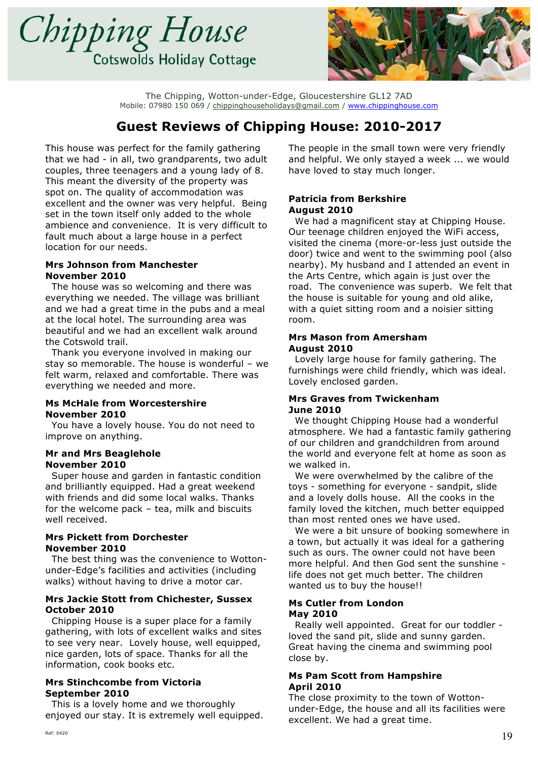# Chipping House

Cotswolds Holiday Cottage

The Chipping, Wotton-under-Edge, Gloucestershire GL12 7AD
Mobile: 07980 150 069 / chippinghouseholidays@gmail.com / www.chippinghouse.com

## Guest Reviews of Chipping House: 2010-2017

This house was perfect for the family gathering that we had - in all, two grandparents, two adult couples, three teenagers and a young lady of 8. This meant the diversity of the property was spot on. The quality of accommodation was excellent and the owner was very helpful. Being set in the town itself only added to the whole ambience and convenience. It is very difficult to fault much about a large house in a perfect location for our needs.

**Mrs Johnson from Manchester**
**November 2010**

The house was so welcoming and there was everything we needed. The village was brilliant and we had a great time in the pubs and a meal at the local hotel. The surrounding area was beautiful and we had an excellent walk around the Cotswold trail.

Thank you everyone involved in making our stay so memorable. The house is wonderful – we felt warm, relaxed and comfortable. There was everything we needed and more.

**Ms McHale from Worcestershire**
**November 2010**

You have a lovely house. You do not need to improve on anything.

**Mr and Mrs Beaglehole**
**November 2010**

Super house and garden in fantastic condition and brilliantly equipped. Had a great weekend with friends and did some local walks. Thanks for the welcome pack – tea, milk and biscuits well received.

**Mrs Pickett from Dorchester**
**November 2010**

The best thing was the convenience to Wotton-under-Edge's facilities and activities (including walks) without having to drive a motor car.

**Mrs Jackie Stott from Chichester, Sussex**
**October 2010**

Chipping House is a super place for a family gathering, with lots of excellent walks and sites to see very near. Lovely house, well equipped, nice garden, lots of space. Thanks for all the information, cook books etc.

**Mrs Stinchcombe from Victoria**
**September 2010**

This is a lovely home and we thoroughly enjoyed our stay. It is extremely well equipped. The people in the small town were very friendly and helpful. We only stayed a week ... we would have loved to stay much longer.

**Patricia from Berkshire**
**August 2010**

We had a magnificent stay at Chipping House. Our teenage children enjoyed the WiFi access, visited the cinema (more-or-less just outside the door) twice and went to the swimming pool (also nearby). My husband and I attended an event in the Arts Centre, which again is just over the road. The convenience was superb. We felt that the house is suitable for young and old alike, with a quiet sitting room and a noisier sitting room.

**Mrs Mason from Amersham**
**August 2010**

Lovely large house for family gathering. The furnishings were child friendly, which was ideal. Lovely enclosed garden.

**Mrs Graves from Twickenham**
**June 2010**

We thought Chipping House had a wonderful atmosphere. We had a fantastic family gathering of our children and grandchildren from around the world and everyone felt at home as soon as we walked in.

We were overwhelmed by the calibre of the toys - something for everyone - sandpit, slide and a lovely dolls house. All the cooks in the family loved the kitchen, much better equipped than most rented ones we have used.

We were a bit unsure of booking somewhere in a town, but actually it was ideal for a gathering such as ours. The owner could not have been more helpful. And then God sent the sunshine - life does not get much better. The children wanted us to buy the house!!

**Ms Cutler from London**
**May 2010**

Really well appointed. Great for our toddler - loved the sand pit, slide and sunny garden. Great having the cinema and swimming pool close by.

**Ms Pam Scott from Hampshire**
**April 2010**

The close proximity to the town of Wotton-under-Edge, the house and all its facilities were excellent. We had a great time.

Ref: 0420